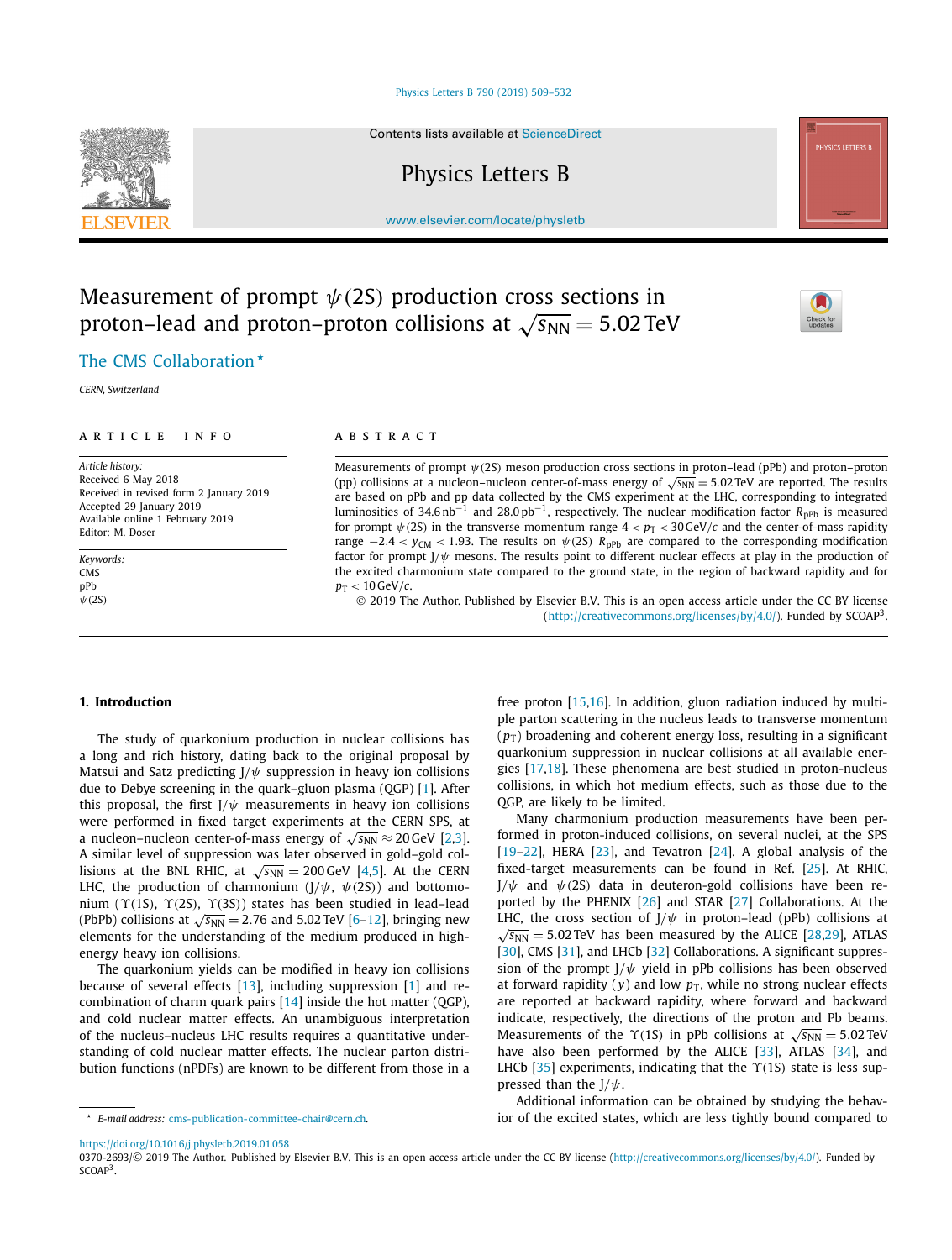# Measurement of prompt $\psi(2S)$ production cross sections in proton–lead and proton–proton collisions at $\sqrt{s_{NN}} = 5.02$ TeV

The CMS Collaboration *

*CERN, Switzerland*

## ARTICLE INFO

*Article history:*
Received 6 May 2018
Received in revised form 2 January 2019
Accepted 29 January 2019
Available online 1 February 2019
Editor: M. Doser

*Keywords:*
CMS
pPb
$\psi(2S)$

## ABSTRACT

Measurements of prompt $\psi(2S)$ meson production cross sections in proton–lead (pPb) and proton–proton (pp) collisions at a nucleon–nucleon center-of-mass energy of $\sqrt{s_{NN}} = 5.02$ TeV are reported. The results are based on pPb and pp data collected by the CMS experiment at the LHC, corresponding to integrated luminosities of 34.6 nb$^{-1}$ and 28.0 pb$^{-1}$, respectively. The nuclear modification factor $R_{pPb}$ is measured for prompt $\psi(2S)$ in the transverse momentum range $4 < p_T < 30$ GeV/$c$ and the center-of-mass rapidity range $-2.4 < y_{CM} < 1.93$. The results on $\psi(2S)$ $R_{pPb}$ are compared to the corresponding modification factor for prompt J/$\psi$ mesons. The results point to different nuclear effects at play in the production of the excited charmonium state compared to the ground state, in the region of backward rapidity and for $p_T < 10$ GeV/$c$.

© 2019 The Author. Published by Elsevier B.V. This is an open access article under the CC BY license (http://creativecommons.org/licenses/by/4.0/). Funded by SCOAP[3].

## 1. Introduction

The study of quarkonium production in nuclear collisions has a long and rich history, dating back to the original proposal by Matsui and Satz predicting J/$\psi$ suppression in heavy ion collisions due to Debye screening in the quark–gluon plasma (QGP) [1]. After this proposal, the first J/$\psi$ measurements in heavy ion collisions were performed in fixed target experiments at the CERN SPS, at a nucleon–nucleon center-of-mass energy of $\sqrt{s_{NN}} \approx 20$ GeV [2,3]. A similar level of suppression was later observed in gold–gold collisions at the BNL RHIC, at $\sqrt{s_{NN}} = 200$ GeV [4,5]. At the CERN LHC, the production of charmonium (J/$\psi$, $\psi(2S)$) and bottomonium ($\Upsilon(1S)$, $\Upsilon(2S)$, $\Upsilon(3S)$) states has been studied in lead–lead (PbPb) collisions at $\sqrt{s_{NN}} = 2.76$ and 5.02 TeV [6–12], bringing new elements for the understanding of the medium produced in high-energy heavy ion collisions.

The quarkonium yields can be modified in heavy ion collisions because of several effects [13], including suppression [1] and recombination of charm quark pairs [14] inside the hot matter (QGP), and cold nuclear matter effects. An unambiguous interpretation of the nucleus–nucleus LHC results requires a quantitative understanding of cold nuclear matter effects. The nuclear parton distribution functions (nPDFs) are known to be different from those in a free proton [15,16]. In addition, gluon radiation induced by multiple parton scattering in the nucleus leads to transverse momentum ($p_T$) broadening and coherent energy loss, resulting in a significant quarkonium suppression in nuclear collisions at all available energies [17,18]. These phenomena are best studied in proton-nucleus collisions, in which hot medium effects, such as those due to the QGP, are likely to be limited.

Many charmonium production measurements have been performed in proton-induced collisions, on several nuclei, at the SPS [19–22], HERA [23], and Tevatron [24]. A global analysis of the fixed-target measurements can be found in Ref. [25]. At RHIC, J/$\psi$ and $\psi(2S)$ data in deuteron-gold collisions have been reported by the PHENIX [26] and STAR [27] Collaborations. At the LHC, the cross section of J/$\psi$ in proton–lead (pPb) collisions at $\sqrt{s_{NN}} = 5.02$ TeV has been measured by the ALICE [28,29], ATLAS [30], CMS [31], and LHCb [32] Collaborations. A significant suppression of the prompt J/$\psi$ yield in pPb collisions has been observed at forward rapidity ($y$) and low $p_T$, while no strong nuclear effects are reported at backward rapidity, where forward and backward indicate, respectively, the directions of the proton and Pb beams. Measurements of the $\Upsilon(1S)$ in pPb collisions at $\sqrt{s_{NN}} = 5.02$ TeV have also been performed by the ALICE [33], ATLAS [34], and LHCb [35] experiments, indicating that the $\Upsilon(1S)$ state is less suppressed than the J/$\psi$.

Additional information can be obtained by studying the behavior of the excited states, which are less tightly bound compared to

* E-mail address: cms-publication-committee-chair@cern.ch.

https://doi.org/10.1016/j.physletb.2019.01.058
0370-2693/© 2019 The Author. Published by Elsevier B.V. This is an open access article under the CC BY license (http://creativecommons.org/licenses/by/4.0/). Funded by SCOAP[3].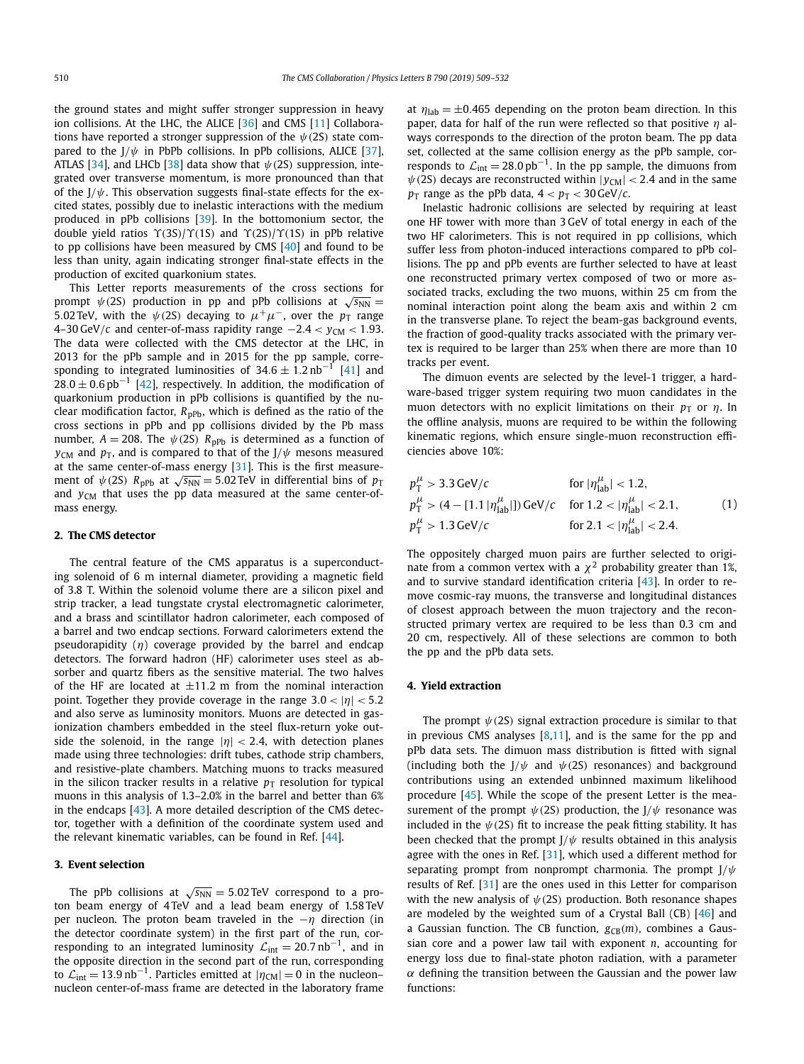the ground states and might suffer stronger suppression in heavy ion collisions. At the LHC, the ALICE [36] and CMS [11] Collaborations have reported a stronger suppression of the $\psi(2S)$ state compared to the $J/\psi$ in PbPb collisions. In pPb collisions, ALICE [37], ATLAS [34], and LHCb [38] data show that $\psi(2S)$ suppression, integrated over transverse momentum, is more pronounced than that of the $J/\psi$. This observation suggests final-state effects for the excited states, possibly due to inelastic interactions with the medium produced in pPb collisions [39]. In the bottomonium sector, the double yield ratios $\Upsilon(3S)/\Upsilon(1S)$ and $\Upsilon(2S)/\Upsilon(1S)$ in pPb relative to pp collisions have been measured by CMS [40] and found to be less than unity, again indicating stronger final-state effects in the production of excited quarkonium states.

This Letter reports measurements of the cross sections for prompt $\psi(2S)$ production in pp and pPb collisions at $\sqrt{s_{NN}} = 5.02\,\text{TeV}$, with the $\psi(2S)$ decaying to $\mu^+\mu^-$, over the $p_T$ range 4–30 GeV/$c$ and center-of-mass rapidity range $-2.4 < y_{CM} < 1.93$. The data were collected with the CMS detector at the LHC, in 2013 for the pPb sample and in 2015 for the pp sample, corresponding to integrated luminosities of $34.6 \pm 1.2\,\text{nb}^{-1}$ [41] and $28.0 \pm 0.6\,\text{pb}^{-1}$ [42], respectively. In addition, the modification of quarkonium production in pPb collisions is quantified by the nuclear modification factor, $R_{pPb}$, which is defined as the ratio of the cross sections in pPb and pp collisions divided by the Pb mass number, $A = 208$. The $\psi(2S)$ $R_{pPb}$ is determined as a function of $y_{CM}$ and $p_T$, and is compared to that of the $J/\psi$ mesons measured at the same center-of-mass energy [31]. This is the first measurement of $\psi(2S)$ $R_{pPb}$ at $\sqrt{s_{NN}} = 5.02\,\text{TeV}$ in differential bins of $p_T$ and $y_{CM}$ that uses the pp data measured at the same center-of-mass energy.

## 2. The CMS detector

The central feature of the CMS apparatus is a superconducting solenoid of 6 m internal diameter, providing a magnetic field of 3.8 T. Within the solenoid volume there are a silicon pixel and strip tracker, a lead tungstate crystal electromagnetic calorimeter, and a brass and scintillator hadron calorimeter, each composed of a barrel and two endcap sections. Forward calorimeters extend the pseudorapidity ($\eta$) coverage provided by the barrel and endcap detectors. The forward hadron (HF) calorimeter uses steel as absorber and quartz fibers as the sensitive material. The two halves of the HF are located at $\pm 11.2$ m from the nominal interaction point. Together they provide coverage in the range $3.0 < |\eta| < 5.2$ and also serve as luminosity monitors. Muons are detected in gas-ionization chambers embedded in the steel flux-return yoke outside the solenoid, in the range $|\eta| < 2.4$, with detection planes made using three technologies: drift tubes, cathode strip chambers, and resistive-plate chambers. Matching muons to tracks measured in the silicon tracker results in a relative $p_T$ resolution for typical muons in this analysis of 1.3–2.0% in the barrel and better than 6% in the endcaps [43]. A more detailed description of the CMS detector, together with a definition of the coordinate system used and the relevant kinematic variables, can be found in Ref. [44].

## 3. Event selection

The pPb collisions at $\sqrt{s_{NN}} = 5.02\,\text{TeV}$ correspond to a proton beam energy of 4 TeV and a lead beam energy of 1.58 TeV per nucleon. The proton beam traveled in the $-\eta$ direction (in the detector coordinate system) in the first part of the run, corresponding to an integrated luminosity $\mathcal{L}_{int} = 20.7\,\text{nb}^{-1}$, and in the opposite direction in the second part of the run, corresponding to $\mathcal{L}_{int} = 13.9\,\text{nb}^{-1}$. Particles emitted at $|\eta_{CM}| = 0$ in the nucleon–nucleon center-of-mass frame are detected in the laboratory frame at $\eta_{lab} = \pm 0.465$ depending on the proton beam direction. In this paper, data for half of the run were reflected so that positive $\eta$ always corresponds to the direction of the proton beam. The pp data set, collected at the same collision energy as the pPb sample, corresponds to $\mathcal{L}_{int} = 28.0\,\text{pb}^{-1}$. In the pp sample, the dimuons from $\psi(2S)$ decays are reconstructed within $|y_{CM}| < 2.4$ and in the same $p_T$ range as the pPb data, $4 < p_T < 30\,\text{GeV}/c$.

Inelastic hadronic collisions are selected by requiring at least one HF tower with more than 3 GeV of total energy in each of the two HF calorimeters. This is not required in pp collisions, which suffer less from photon-induced interactions compared to pPb collisions. The pp and pPb events are further selected to have at least one reconstructed primary vertex composed of two or more associated tracks, excluding the two muons, within 25 cm from the nominal interaction point along the beam axis and within 2 cm in the transverse plane. To reject the beam-gas background events, the fraction of good-quality tracks associated with the primary vertex is required to be larger than 25% when there are more than 10 tracks per event.

The dimuon events are selected by the level-1 trigger, a hardware-based trigger system requiring two muon candidates in the muon detectors with no explicit limitations on their $p_T$ or $\eta$. In the offline analysis, muons are required to be within the following kinematic regions, which ensure single-muon reconstruction efficiencies above 10%:

$$
\begin{aligned}
p_T^\mu &> 3.3\,\text{GeV}/c && \text{for } |\eta_{lab}^\mu| < 1.2, \\
p_T^\mu &> (4 - [1.1\,|\eta_{lab}^\mu|])\,\text{GeV}/c && \text{for } 1.2 < |\eta_{lab}^\mu| < 2.1, \\
p_T^\mu &> 1.3\,\text{GeV}/c && \text{for } 2.1 < |\eta_{lab}^\mu| < 2.4.
\end{aligned}
\tag{1}
$$

The oppositely charged muon pairs are further selected to originate from a common vertex with a $\chi^2$ probability greater than 1%, and to survive standard identification criteria [43]. In order to remove cosmic-ray muons, the transverse and longitudinal distances of closest approach between the muon trajectory and the reconstructed primary vertex are required to be less than 0.3 cm and 20 cm, respectively. All of these selections are common to both the pp and the pPb data sets.

## 4. Yield extraction

The prompt $\psi(2S)$ signal extraction procedure is similar to that in previous CMS analyses [8,11], and is the same for the pp and pPb data sets. The dimuon mass distribution is fitted with signal (including both the $J/\psi$ and $\psi(2S)$ resonances) and background contributions using an extended unbinned maximum likelihood procedure [45]. While the scope of the present Letter is the measurement of the prompt $\psi(2S)$ production, the $J/\psi$ resonance was included in the $\psi(2S)$ fit to increase the peak fitting stability. It has been checked that the prompt $J/\psi$ results obtained in this analysis agree with the ones in Ref. [31], which used a different method for separating prompt from nonprompt charmonia. The prompt $J/\psi$ results of Ref. [31] are the ones used in this Letter for comparison with the new analysis of $\psi(2S)$ production. Both resonance shapes are modeled by the weighted sum of a Crystal Ball (CB) [46] and a Gaussian function. The CB function, $g_{CB}(m)$, combines a Gaussian core and a power law tail with exponent $n$, accounting for energy loss due to final-state photon radiation, with a parameter $\alpha$ defining the transition between the Gaussian and the power law functions: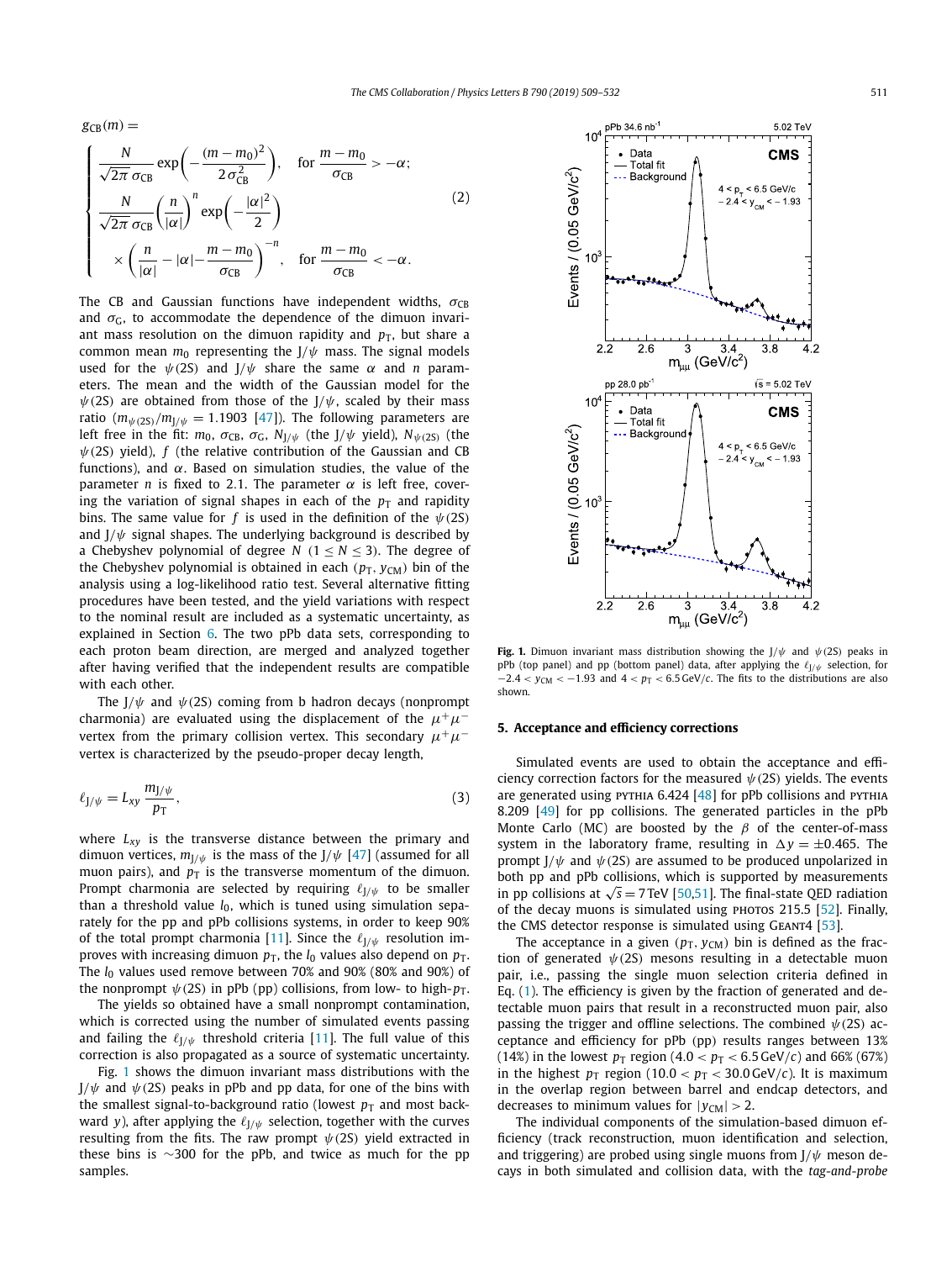$$g_{CB}(m) = \begin{cases} \dfrac{N}{\sqrt{2\pi}\,\sigma_{CB}} \exp\left(-\dfrac{(m-m_0)^2}{2\sigma_{CB}^2}\right), & \text{for } \dfrac{m-m_0}{\sigma_{CB}} > -\alpha; \\ \dfrac{N}{\sqrt{2\pi}\,\sigma_{CB}} \left(\dfrac{n}{|\alpha|}\right)^n \exp\left(-\dfrac{|\alpha|^2}{2}\right) & \\ \quad \times \left(\dfrac{n}{|\alpha|} - |\alpha| - \dfrac{m-m_0}{\sigma_{CB}}\right)^{-n}, & \text{for } \dfrac{m-m_0}{\sigma_{CB}} < -\alpha. \end{cases} \tag{2}$$

The CB and Gaussian functions have independent widths, $\sigma_{CB}$ and $\sigma_G$, to accommodate the dependence of the dimuon invariant mass resolution on the dimuon rapidity and $p_T$, but share a common mean $m_0$ representing the J/$\psi$ mass. The signal models used for the $\psi$(2S) and J/$\psi$ share the same $\alpha$ and $n$ parameters. The mean and the width of the Gaussian model for the $\psi$(2S) are obtained from those of the J/$\psi$, scaled by their mass ratio ($m_{\psi(2S)}/m_{J/\psi} = 1.1903$ [47]). The following parameters are left free in the fit: $m_0$, $\sigma_{CB}$, $\sigma_G$, $N_{J/\psi}$ (the J/$\psi$ yield), $N_{\psi(2S)}$ (the $\psi$(2S) yield), $f$ (the relative contribution of the Gaussian and CB functions), and $\alpha$. Based on simulation studies, the value of the parameter $n$ is fixed to 2.1. The parameter $\alpha$ is left free, covering the variation of signal shapes in each of the $p_T$ and rapidity bins. The same value for $f$ is used in the definition of the $\psi$(2S) and J/$\psi$ signal shapes. The underlying background is described by a Chebyshev polynomial of degree $N$ ($1 \le N \le 3$). The degree of the Chebyshev polynomial is obtained in each ($p_T$, $y_{CM}$) bin of the analysis using a log-likelihood ratio test. Several alternative fitting procedures have been tested, and the yield variations with respect to the nominal result are included as a systematic uncertainty, as explained in Section 6. The two pPb data sets, corresponding to each proton beam direction, are merged and analyzed together after having verified that the independent results are compatible with each other.

The J/$\psi$ and $\psi$(2S) coming from b hadron decays (nonprompt charmonia) are evaluated using the displacement of the $\mu^+\mu^-$ vertex from the primary collision vertex. This secondary $\mu^+\mu^-$ vertex is characterized by the pseudo-proper decay length,

$$\ell_{J/\psi} = L_{xy} \frac{m_{J/\psi}}{p_T}, \tag{3}$$

where $L_{xy}$ is the transverse distance between the primary and dimuon vertices, $m_{J/\psi}$ is the mass of the J/$\psi$ [47] (assumed for all muon pairs), and $p_T$ is the transverse momentum of the dimuon. Prompt charmonia are selected by requiring $\ell_{J/\psi}$ to be smaller than a threshold value $l_0$, which is tuned using simulation separately for the pp and pPb collisions systems, in order to keep 90% of the total prompt charmonia [11]. Since the $\ell_{J/\psi}$ resolution improves with increasing dimuon $p_T$, the $l_0$ values also depend on $p_T$. The $l_0$ values used remove between 70% and 90% (80% and 90%) of the nonprompt $\psi$(2S) in pPb (pp) collisions, from low- to high-$p_T$.

The yields so obtained have a small nonprompt contamination, which is corrected using the number of simulated events passing and failing the $\ell_{J/\psi}$ threshold criteria [11]. The full value of this correction is also propagated as a source of systematic uncertainty.

Fig. 1 shows the dimuon invariant mass distributions with the J/$\psi$ and $\psi$(2S) peaks in pPb and pp data, for one of the bins with the smallest signal-to-background ratio (lowest $p_T$ and most backward $y$), after applying the $\ell_{J/\psi}$ selection, together with the curves resulting from the fits. The raw prompt $\psi$(2S) yield extracted in these bins is ~300 for the pPb, and twice as much for the pp samples.

**Fig. 1.** Dimuon invariant mass distribution showing the J/$\psi$ and $\psi$(2S) peaks in pPb (top panel) and pp (bottom panel) data, after applying the $\ell_{J/\psi}$ selection, for $-2.4 < y_{CM} < -1.93$ and $4 < p_T < 6.5$ GeV/$c$. The fits to the distributions are also shown.

## 5. Acceptance and efficiency corrections

Simulated events are used to obtain the acceptance and efficiency correction factors for the measured $\psi$(2S) yields. The events are generated using PYTHIA 6.424 [48] for pPb collisions and PYTHIA 8.209 [49] for pp collisions. The generated particles in the pPb Monte Carlo (MC) are boosted by the $\beta$ of the center-of-mass system in the laboratory frame, resulting in $\Delta y = \pm 0.465$. The prompt J/$\psi$ and $\psi$(2S) are assumed to be produced unpolarized in both pp and pPb collisions, which is supported by measurements in pp collisions at $\sqrt{s} = 7$ TeV [50,51]. The final-state QED radiation of the decay muons is simulated using PHOTOS 215.5 [52]. Finally, the CMS detector response is simulated using GEANT4 [53].

The acceptance in a given ($p_T$, $y_{CM}$) bin is defined as the fraction of generated $\psi$(2S) mesons resulting in a detectable muon pair, i.e., passing the single muon selection criteria defined in Eq. (1). The efficiency is given by the fraction of generated and detectable muon pairs that result in a reconstructed muon pair, also passing the trigger and offline selections. The combined $\psi$(2S) acceptance and efficiency for pPb (pp) results ranges between 13% (14%) in the lowest $p_T$ region ($4.0 < p_T < 6.5$ GeV/$c$) and 66% (67%) in the highest $p_T$ region ($10.0 < p_T < 30.0$ GeV/$c$). It is maximum in the overlap region between barrel and endcap detectors, and decreases to minimum values for $|y_{CM}| > 2$.

The individual components of the simulation-based dimuon efficiency (track reconstruction, muon identification and selection, and triggering) are probed using single muons from J/$\psi$ meson decays in both simulated and collision data, with the *tag-and-probe*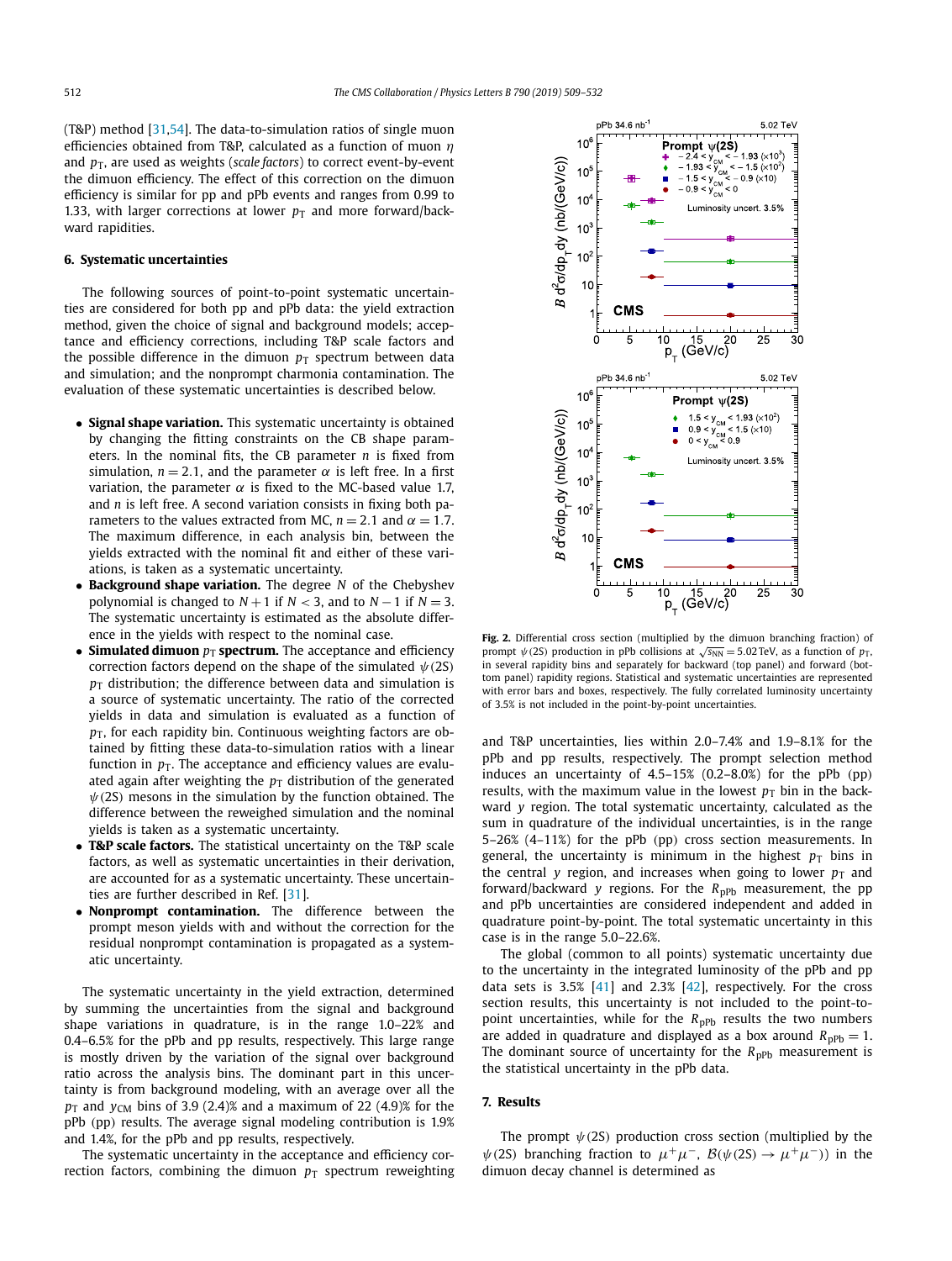(T&P) method [31,54]. The data-to-simulation ratios of single muon efficiencies obtained from T&P, calculated as a function of muon $\eta$ and $p_T$, are used as weights (*scale factors*) to correct event-by-event the dimuon efficiency. The effect of this correction on the dimuon efficiency is similar for pp and pPb events and ranges from 0.99 to 1.33, with larger corrections at lower $p_T$ and more forward/backward rapidities.

## 6. Systematic uncertainties

The following sources of point-to-point systematic uncertainties are considered for both pp and pPb data: the yield extraction method, given the choice of signal and background models; acceptance and efficiency corrections, including T&P scale factors and the possible difference in the dimuon $p_T$ spectrum between data and simulation; and the nonprompt charmonia contamination. The evaluation of these systematic uncertainties is described below.

- **Signal shape variation.** This systematic uncertainty is obtained by changing the fitting constraints on the CB shape parameters. In the nominal fits, the CB parameter $n$ is fixed from simulation, $n = 2.1$, and the parameter $\alpha$ is left free. In a first variation, the parameter $\alpha$ is fixed to the MC-based value 1.7, and $n$ is left free. A second variation consists in fixing both parameters to the values extracted from MC, $n = 2.1$ and $\alpha = 1.7$. The maximum difference, in each analysis bin, between the yields extracted with the nominal fit and either of these variations, is taken as a systematic uncertainty.
- **Background shape variation.** The degree $N$ of the Chebyshev polynomial is changed to $N+1$ if $N<3$, and to $N-1$ if $N=3$. The systematic uncertainty is estimated as the absolute difference in the yields with respect to the nominal case.
- **Simulated dimuon $p_T$ spectrum.** The acceptance and efficiency correction factors depend on the shape of the simulated $\psi(2S)$ $p_T$ distribution; the difference between data and simulation is a source of systematic uncertainty. The ratio of the corrected yields in data and simulation is evaluated as a function of $p_T$, for each rapidity bin. Continuous weighting factors are obtained by fitting these data-to-simulation ratios with a linear function in $p_T$. The acceptance and efficiency values are evaluated again after weighting the $p_T$ distribution of the generated $\psi(2S)$ mesons in the simulation by the function obtained. The difference between the reweighed simulation and the nominal yields is taken as a systematic uncertainty.
- **T&P scale factors.** The statistical uncertainty on the T&P scale factors, as well as systematic uncertainties in their derivation, are accounted for as a systematic uncertainty. These uncertainties are further described in Ref. [31].
- **Nonprompt contamination.** The difference between the prompt meson yields with and without the correction for the residual nonprompt contamination is propagated as a systematic uncertainty.

The systematic uncertainty in the yield extraction, determined by summing the uncertainties from the signal and background shape variations in quadrature, is in the range 1.0–22% and 0.4–6.5% for the pPb and pp results, respectively. This large range is mostly driven by the variation of the signal over background ratio across the analysis bins. The dominant part in this uncertainty is from background modeling, with an average over all the $p_T$ and $y_{CM}$ bins of 3.9 (2.4)% and a maximum of 22 (4.9)% for the pPb (pp) results. The average signal modeling contribution is 1.9% and 1.4%, for the pPb and pp results, respectively.

The systematic uncertainty in the acceptance and efficiency correction factors, combining the dimuon $p_T$ spectrum reweighting and T&P uncertainties, lies within 2.0–7.4% and 1.9–8.1% for the pPb and pp results, respectively. The prompt selection method induces an uncertainty of 4.5–15% (0.2–8.0%) for the pPb (pp) results, with the maximum value in the lowest $p_T$ bin in the backward $y$ region. The total systematic uncertainty, calculated as the sum in quadrature of the individual uncertainties, is in the range 5–26% (4–11%) for the pPb (pp) cross section measurements. In general, the uncertainty is minimum in the highest $p_T$ bins in the central $y$ region, and increases when going to lower $p_T$ and forward/backward $y$ regions. For the $R_{pPb}$ measurement, the pp and pPb uncertainties are considered independent and added in quadrature point-by-point. The total systematic uncertainty in this case is in the range 5.0–22.6%.

The global (common to all points) systematic uncertainty due to the uncertainty in the integrated luminosity of the pPb and pp data sets is 3.5% [41] and 2.3% [42], respectively. For the cross section results, this uncertainty is not included to the point-to-point uncertainties, while for the $R_{pPb}$ results the two numbers are added in quadrature and displayed as a box around $R_{pPb} = 1$. The dominant source of uncertainty for the $R_{pPb}$ measurement is the statistical uncertainty in the pPb data.

**Fig. 2.** Differential cross section (multiplied by the dimuon branching fraction) of prompt $\psi(2S)$ production in pPb collisions at $\sqrt{s_{NN}} = 5.02\,\text{TeV}$, as a function of $p_T$, in several rapidity bins and separately for backward (top panel) and forward (bottom panel) rapidity regions. Statistical and systematic uncertainties are represented with error bars and boxes, respectively. The fully correlated luminosity uncertainty of 3.5% is not included in the point-by-point uncertainties.

## 7. Results

The prompt $\psi(2S)$ production cross section (multiplied by the $\psi(2S)$ branching fraction to $\mu^+\mu^-$, $\mathcal{B}(\psi(2S) \to \mu^+\mu^-)$) in the dimuon decay channel is determined as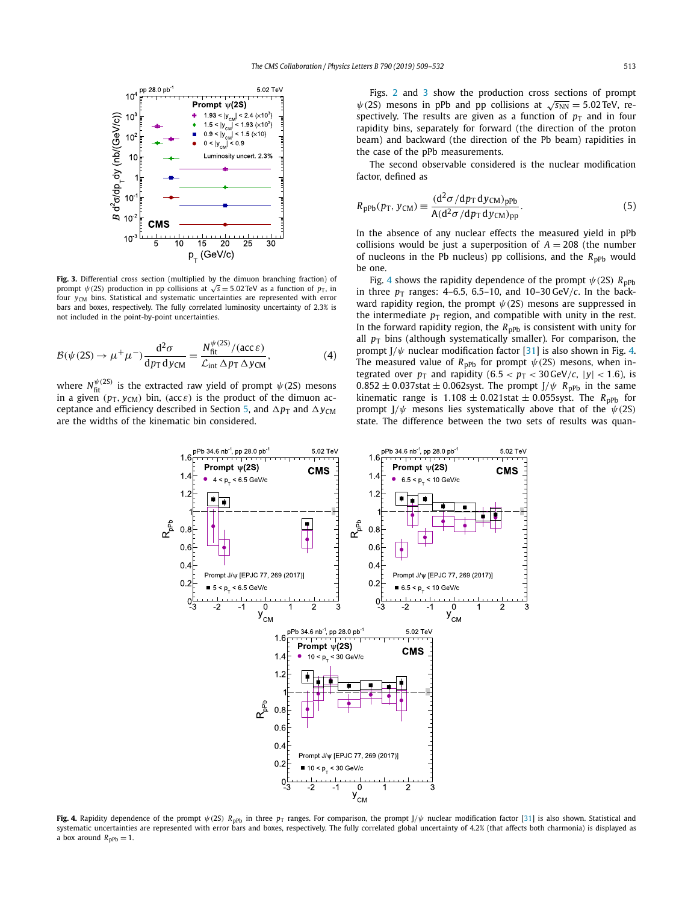**Fig. 3.** Differential cross section (multiplied by the dimuon branching fraction) of prompt $\psi(2S)$ production in pp collisions at $\sqrt{s} = 5.02\,\text{TeV}$ as a function of $p_T$, in four $y_{CM}$ bins. Statistical and systematic uncertainties are represented with error bars and boxes, respectively. The fully correlated luminosity uncertainty of 2.3% is not included in the point-by-point uncertainties.

$$\mathcal{B}(\psi(2S) \to \mu^+\mu^-)\frac{d^2\sigma}{dp_T\, dy_{CM}} = \frac{N_{fit}^{\psi(2S)}/(\text{acc}\,\varepsilon)}{\mathcal{L}_{int}\,\Delta p_T\,\Delta y_{CM}}, \tag{4}$$

where $N_{fit}^{\psi(2S)}$ is the extracted raw yield of prompt $\psi(2S)$ mesons in a given $(p_T, y_{CM})$ bin, $(\text{acc}\,\varepsilon)$ is the product of the dimuon acceptance and efficiency described in Section 5, and $\Delta p_T$ and $\Delta y_{CM}$ are the widths of the kinematic bin considered.

Figs. 2 and 3 show the production cross sections of prompt $\psi(2S)$ mesons in pPb and pp collisions at $\sqrt{s_{NN}} = 5.02\,\text{TeV}$, respectively. The results are given as a function of $p_T$ and in four rapidity bins, separately for forward (the direction of the proton beam) and backward (the direction of the Pb beam) rapidities in the case of the pPb measurements.

The second observable considered is the nuclear modification factor, defined as

$$R_{pPb}(p_T, y_{CM}) \equiv \frac{(d^2\sigma/dp_T\, dy_{CM})_{pPb}}{A(d^2\sigma/dp_T\, dy_{CM})_{pp}}. \tag{5}$$

In the absence of any nuclear effects the measured yield in pPb collisions would be just a superposition of $A = 208$ (the number of nucleons in the Pb nucleus) pp collisions, and the $R_{pPb}$ would be one.

Fig. 4 shows the rapidity dependence of the prompt $\psi(2S)$ $R_{pPb}$ in three $p_T$ ranges: 4–6.5, 6.5–10, and 10–30 GeV/$c$. In the backward rapidity region, the prompt $\psi(2S)$ mesons are suppressed in the intermediate $p_T$ region, and compatible with unity in the rest. In the forward rapidity region, the $R_{pPb}$ is consistent with unity for all $p_T$ bins (although systematically smaller). For comparison, the prompt J/$\psi$ nuclear modification factor [31] is also shown in Fig. 4. The measured value of $R_{pPb}$ for prompt $\psi(2S)$ mesons, when integrated over $p_T$ and rapidity ($6.5 < p_T < 30\,\text{GeV}/c$, $|y| < 1.6$), is $0.852 \pm 0.037\text{stat} \pm 0.062\text{syst}$. The prompt J/$\psi$ $R_{pPb}$ in the same kinematic range is $1.108 \pm 0.021\text{stat} \pm 0.055\text{syst}$. The $R_{pPb}$ for prompt J/$\psi$ mesons lies systematically above that of the $\psi(2S)$ state. The difference between the two sets of results was quan-

**Fig. 4.** Rapidity dependence of the prompt $\psi(2S)$ $R_{pPb}$ in three $p_T$ ranges. For comparison, the prompt J/$\psi$ nuclear modification factor [31] is also shown. Statistical and systematic uncertainties are represented with error bars and boxes, respectively. The fully correlated global uncertainty of 4.2% (that affects both charmonia) is displayed as a box around $R_{pPb} = 1$.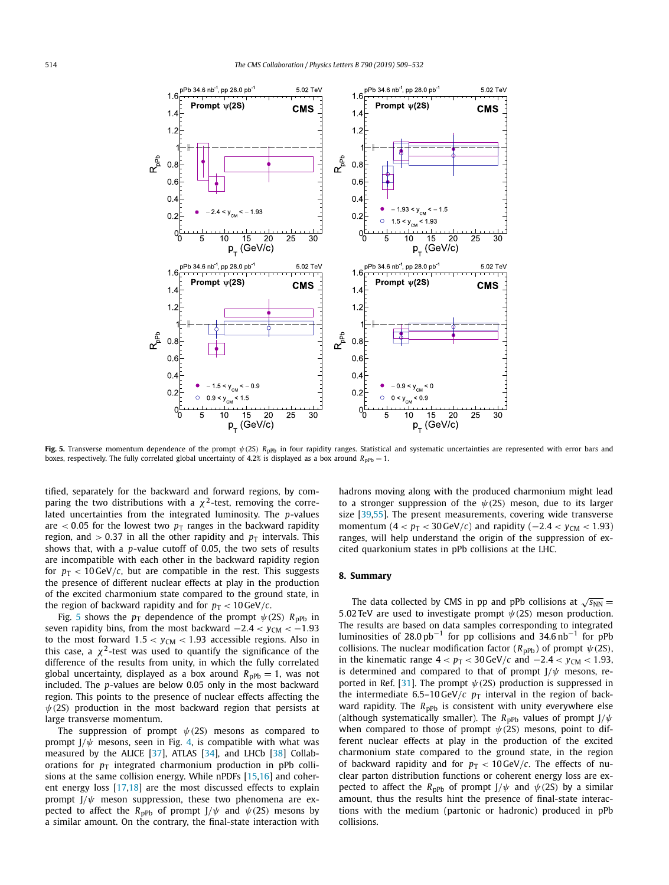**Fig. 5.** Transverse momentum dependence of the prompt $\psi(2S)$ $R_{pPb}$ in four rapidity ranges. Statistical and systematic uncertainties are represented with error bars and boxes, respectively. The fully correlated global uncertainty of 4.2% is displayed as a box around $R_{pPb} = 1$.

tified, separately for the backward and forward regions, by comparing the two distributions with a $\chi^2$-test, removing the correlated uncertainties from the integrated luminosity. The $p$-values are $< 0.05$ for the lowest two $p_T$ ranges in the backward rapidity region, and $> 0.37$ in all the other rapidity and $p_T$ intervals. This shows that, with a $p$-value cutoff of 0.05, the two sets of results are incompatible with each other in the backward rapidity region for $p_T < 10\,\text{GeV}/c$, but are compatible in the rest. This suggests the presence of different nuclear effects at play in the production of the excited charmonium state compared to the ground state, in the region of backward rapidity and for $p_T < 10\,\text{GeV}/c$.

Fig. 5 shows the $p_T$ dependence of the prompt $\psi(2S)$ $R_{pPb}$ in seven rapidity bins, from the most backward $-2.4 < y_{CM} < -1.93$ to the most forward $1.5 < y_{CM} < 1.93$ accessible regions. Also in this case, a $\chi^2$-test was used to quantify the significance of the difference of the results from unity, in which the fully correlated global uncertainty, displayed as a box around $R_{pPb} = 1$, was not included. The $p$-values are below 0.05 only in the most backward region. This points to the presence of nuclear effects affecting the $\psi(2S)$ production in the most backward region that persists at large transverse momentum.

The suppression of prompt $\psi(2S)$ mesons as compared to prompt $J/\psi$ mesons, seen in Fig. 4, is compatible with what was measured by the ALICE [37], ATLAS [34], and LHCb [38] Collaborations for $p_T$ integrated charmonium production in pPb collisions at the same collision energy. While nPDFs [15,16] and coherent energy loss [17,18] are the most discussed effects to explain prompt $J/\psi$ meson suppression, these two phenomena are expected to affect the $R_{pPb}$ of prompt $J/\psi$ and $\psi(2S)$ mesons by a similar amount. On the contrary, the final-state interaction with hadrons moving along with the produced charmonium might lead to a stronger suppression of the $\psi(2S)$ meson, due to its larger size [39,55]. The present measurements, covering wide transverse momentum ($4 < p_T < 30\,\text{GeV}/c$) and rapidity ($-2.4 < y_{CM} < 1.93$) ranges, will help understand the origin of the suppression of excited quarkonium states in pPb collisions at the LHC.

## 8. Summary

The data collected by CMS in pp and pPb collisions at $\sqrt{s_{NN}} = 5.02\,\text{TeV}$ are used to investigate prompt $\psi(2S)$ meson production. The results are based on data samples corresponding to integrated luminosities of $28.0\,\text{pb}^{-1}$ for pp collisions and $34.6\,\text{nb}^{-1}$ for pPb collisions. The nuclear modification factor ($R_{pPb}$) of prompt $\psi(2S)$, in the kinematic range $4 < p_T < 30\,\text{GeV}/c$ and $-2.4 < y_{CM} < 1.93$, is determined and compared to that of prompt $J/\psi$ mesons, reported in Ref. [31]. The prompt $\psi(2S)$ production is suppressed in the intermediate 6.5–10 GeV/$c$ $p_T$ interval in the region of backward rapidity. The $R_{pPb}$ is consistent with unity everywhere else (although systematically smaller). The $R_{pPb}$ values of prompt $J/\psi$ when compared to those of prompt $\psi(2S)$ mesons, point to different nuclear effects at play in the production of the excited charmonium state compared to the ground state, in the region of backward rapidity and for $p_T < 10\,\text{GeV}/c$. The effects of nuclear parton distribution functions or coherent energy loss are expected to affect the $R_{pPb}$ of prompt $J/\psi$ and $\psi(2S)$ by a similar amount, thus the results hint the presence of final-state interactions with the medium (partonic or hadronic) produced in pPb collisions.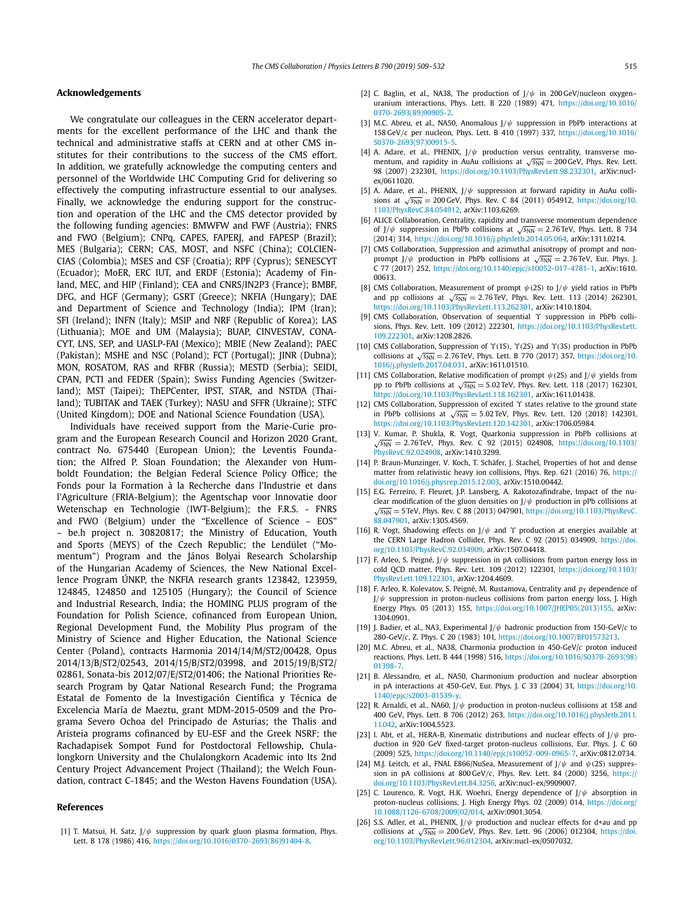## Acknowledgements

We congratulate our colleagues in the CERN accelerator departments for the excellent performance of the LHC and thank the technical and administrative staffs at CERN and at other CMS institutes for their contributions to the success of the CMS effort. In addition, we gratefully acknowledge the computing centers and personnel of the Worldwide LHC Computing Grid for delivering so effectively the computing infrastructure essential to our analyses. Finally, we acknowledge the enduring support for the construction and operation of the LHC and the CMS detector provided by the following funding agencies: BMWFW and FWF (Austria); FNRS and FWO (Belgium); CNPq, CAPES, FAPERJ, and FAPESP (Brazil); MES (Bulgaria); CERN; CAS, MOST, and NSFC (China); COLCIENCIAS (Colombia); MSES and CSF (Croatia); RPF (Cyprus); SENESCYT (Ecuador); MoER, ERC IUT, and ERDF (Estonia); Academy of Finland, MEC, and HIP (Finland); CEA and CNRS/IN2P3 (France); BMBF, DFG, and HGF (Germany); GSRT (Greece); NKFIA (Hungary); DAE and Department of Science and Technology (India); IPM (Iran); SFI (Ireland); INFN (Italy); MSIP and NRF (Republic of Korea); LAS (Lithuania); MOE and UM (Malaysia); BUAP, CINVESTAV, CONACYT, LNS, SEP, and UASLP-FAI (Mexico); MBIE (New Zealand); PAEC (Pakistan); MSHE and NSC (Poland); FCT (Portugal); JINR (Dubna); MON, ROSATOM, RAS and RFBR (Russia); MESTD (Serbia); SEIDI, CPAN, PCTI and FEDER (Spain); Swiss Funding Agencies (Switzerland); MST (Taipei); ThEPCenter, IPST, STAR, and NSTDA (Thailand); TUBITAK and TAEK (Turkey); NASU and SFFR (Ukraine); STFC (United Kingdom); DOE and National Science Foundation (USA).

Individuals have received support from the Marie-Curie program and the European Research Council and Horizon 2020 Grant, contract No. 675440 (European Union); the Leventis Foundation; the Alfred P. Sloan Foundation; the Alexander von Humboldt Foundation; the Belgian Federal Science Policy Office; the Fonds pour la Formation à la Recherche dans l'Industrie et dans l'Agriculture (FRIA-Belgium); the Agentschap voor Innovatie door Wetenschap en Technologie (IWT-Belgium); the F.R.S. - FNRS and FWO (Belgium) under the "Excellence of Science – EOS" – be.h project n. 30820817; the Ministry of Education, Youth and Sports (MEYS) of the Czech Republic; the Lendület ("Momentum") Program and the János Bolyai Research Scholarship of the Hungarian Academy of Sciences, the New National Excellence Program ÚNKP, the NKFIA research grants 123842, 123959, 124845, 124850 and 125105 (Hungary); the Council of Science and Industrial Research, India; the HOMING PLUS program of the Foundation for Polish Science, cofinanced from European Union, Regional Development Fund, the Mobility Plus program of the Ministry of Science and Higher Education, the National Science Center (Poland), contracts Harmonia 2014/14/M/ST2/00428, Opus 2014/13/B/ST2/02543, 2014/15/B/ST2/03998, and 2015/19/B/ST2/02861, Sonata-bis 2012/07/E/ST2/01406; the National Priorities Research Program by Qatar National Research Fund; the Programa Estatal de Fomento de la Investigación Científica y Técnica de Excelencia María de Maeztu, grant MDM-2015-0509 and the Programa Severo Ochoa del Principado de Asturias; the Thalis and Aristeia programs cofinanced by EU-ESF and the Greek NSRF; the Rachadapisek Sompot Fund for Postdoctoral Fellowship, Chulalongkorn University and the Chulalongkorn Academic into Its 2nd Century Project Advancement Project (Thailand); the Welch Foundation, contract C-1845; and the Weston Havens Foundation (USA).

## References

[1] T. Matsui, H. Satz, J/$\psi$ suppression by quark gluon plasma formation, Phys. Lett. B 178 (1986) 416, https://doi.org/10.1016/0370-2693(86)91404-8.

[2] C. Baglin, et al., NA38, The production of J/$\psi$ in 200 GeV/nucleon oxygen–uranium interactions, Phys. Lett. B 220 (1989) 471, https://doi.org/10.1016/0370-2693(89)90905-2.

[3] M.C. Abreu, et al., NA50, Anomalous J/$\psi$ suppression in PbPb interactions at 158 GeV/$c$ per nucleon, Phys. Lett. B 410 (1997) 337, https://doi.org/10.1016/S0370-2693(97)00915-5.

[4] A. Adare, et al., PHENIX, J/$\psi$ production versus centrality, transverse momentum, and rapidity in AuAu collisions at $\sqrt{s_{NN}} = 200$ GeV, Phys. Rev. Lett. 98 (2007) 232301, https://doi.org/10.1103/PhysRevLett.98.232301, arXiv:nucl-ex/0611020.

[5] A. Adare, et al., PHENIX, J/$\psi$ suppression at forward rapidity in AuAu collisions at $\sqrt{s_{NN}} = 200$ GeV, Phys. Rev. C 84 (2011) 054912, https://doi.org/10.1103/PhysRevC.84.054912, arXiv:1103.6269.

[6] ALICE Collaboration, Centrality, rapidity and transverse momentum dependence of J/$\psi$ suppression in PbPb collisions at $\sqrt{s_{NN}} = 2.76$ TeV, Phys. Lett. B 734 (2014) 314, https://doi.org/10.1016/j.physletb.2014.05.064, arXiv:1311.0214.

[7] CMS Collaboration, Suppression and azimuthal anisotropy of prompt and nonprompt J/$\psi$ production in PbPb collisions at $\sqrt{s_{NN}} = 2.76$ TeV, Eur. Phys. J. C 77 (2017) 252, https://doi.org/10.1140/epjc/s10052-017-4781-1, arXiv:1610.00613.

[8] CMS Collaboration, Measurement of prompt $\psi$(2S) to J/$\psi$ yield ratios in PbPb and pp collisions at $\sqrt{s_{NN}} = 2.76$ TeV, Phys. Rev. Lett. 113 (2014) 262301, https://doi.org/10.1103/PhysRevLett.113.262301, arXiv:1410.1804.

[9] CMS Collaboration, Observation of sequential $\Upsilon$ suppression in PbPb collisions, Phys. Rev. Lett. 109 (2012) 222301, https://doi.org/10.1103/PhysRevLett.109.222301, arXiv:1208.2826.

[10] CMS Collaboration, Suppression of $\Upsilon$(1S), $\Upsilon$(2S) and $\Upsilon$(3S) production in PbPb collisions at $\sqrt{s_{NN}} = 2.76$ TeV, Phys. Lett. B 770 (2017) 357, https://doi.org/10.1016/j.physletb.2017.04.031, arXiv:1611.01510.

[11] CMS Collaboration, Relative modification of prompt $\psi$(2S) and J/$\psi$ yields from pp to PbPb collisions at $\sqrt{s_{NN}} = 5.02$ TeV, Phys. Rev. Lett. 118 (2017) 162301, https://doi.org/10.1103/PhysRevLett.118.162301, arXiv:1611.01438.

[12] CMS Collaboration, Suppression of excited $\Upsilon$ states relative to the ground state in PbPb collisions at $\sqrt{s_{NN}} = 5.02$ TeV, Phys. Rev. Lett. 120 (2018) 142301, https://doi.org/10.1103/PhysRevLett.120.142301, arXiv:1706.05984.

[13] V. Kumar, P. Shukla, R. Vogt, Quarkonia suppression in PbPb collisions at $\sqrt{s_{NN}} = 2.76$ TeV, Phys. Rev. C 92 (2015) 024908, https://doi.org/10.1103/PhysRevC.92.024908, arXiv:1410.3299.

[14] P. Braun-Munzinger, V. Koch, T. Schäfer, J. Stachel, Properties of hot and dense matter from relativistic heavy ion collisions, Phys. Rep. 621 (2016) 76, https://doi.org/10.1016/j.physrep.2015.12.003, arXiv:1510.00442.

[15] E.G. Ferreiro, F. Fleuret, J.P. Lansberg, A. Rakotozafindrabe, Impact of the nuclear modification of the gluon densities on J/$\psi$ production in pPb collisions at $\sqrt{s_{NN}} = 5$ TeV, Phys. Rev. C 88 (2013) 047901, https://doi.org/10.1103/PhysRevC.88.047901, arXiv:1305.4569.

[16] R. Vogt, Shadowing effects on J/$\psi$ and $\Upsilon$ production at energies available at the CERN Large Hadron Collider, Phys. Rev. C 92 (2015) 034909, https://doi.org/10.1103/PhysRevC.92.034909, arXiv:1507.04418.

[17] F. Arleo, S. Peigné, J/$\psi$ suppression in pA collisions from parton energy loss in cold QCD matter, Phys. Rev. Lett. 109 (2012) 122301, https://doi.org/10.1103/PhysRevLett.109.122301, arXiv:1204.4609.

[18] F. Arleo, R. Kolevatov, S. Peigné, M. Rustamova, Centrality and $p_T$ dependence of J/$\psi$ suppression in proton-nucleus collisions from parton energy loss, J. High Energy Phys. 05 (2013) 155, https://doi.org/10.1007/JHEP05(2013)155, arXiv:1304.0901.

[19] J. Badier, et al., NA3, Experimental J/$\psi$ hadronic production from 150-GeV/$c$ to 280-GeV/$c$, Z. Phys. C 20 (1983) 101, https://doi.org/10.1007/BF01573213.

[20] M.C. Abreu, et al., NA38, Charmonia production in 450-GeV/$c$ proton induced reactions, Phys. Lett. B 444 (1998) 516, https://doi.org/10.1016/S0370-2693(98)01398-7.

[21] B. Alessandro, et al., NA50, Charmonium production and nuclear absorption in pA interactions at 450-GeV, Eur. Phys. J. C 33 (2004) 31, https://doi.org/10.1140/epjc/s2003-01539-y.

[22] R. Arnaldi, et al., NA60, J/$\psi$ production in proton-nucleus collisions at 158 and 400 GeV, Phys. Lett. B 706 (2012) 263, https://doi.org/10.1016/j.physletb.2011.11.042, arXiv:1004.5523.

[23] I. Abt, et al., HERA-B, Kinematic distributions and nuclear effects of J/$\psi$ production in 920 GeV fixed-target proton-nucleus collisions, Eur. Phys. J. C 60 (2009) 525, https://doi.org/10.1140/epjc/s10052-009-0965-7, arXiv:0812.0734.

[24] M.J. Leitch, et al., FNAL E866/NuSea, Measurement of J/$\psi$ and $\psi$(2S) suppression in pA collisions at 800 GeV/$c$, Phys. Rev. Lett. 84 (2000) 3256, https://doi.org/10.1103/PhysRevLett.84.3256, arXiv:nucl-ex/9909007.

[25] C. Lourenco, R. Vogt, H.K. Woehri, Energy dependence of J/$\psi$ absorption in proton-nucleus collisions, J. High Energy Phys. 02 (2009) 014, https://doi.org/10.1088/1126-6708/2009/02/014, arXiv:0901.3054.

[26] S.S. Adler, et al., PHENIX, J/$\psi$ production and nuclear effects for d+au and pp collisions at $\sqrt{s_{NN}} = 200$ GeV, Phys. Rev. Lett. 96 (2006) 012304, https://doi.org/10.1103/PhysRevLett.96.012304, arXiv:nucl-ex/0507032.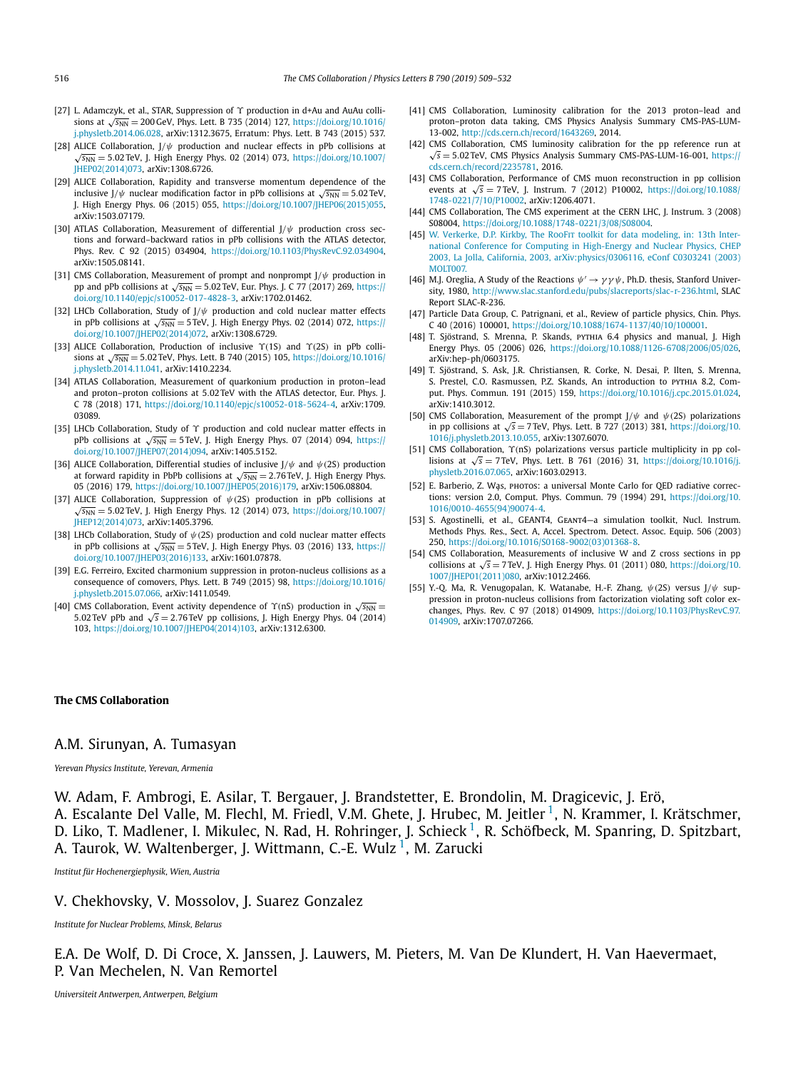[27] L. Adamczyk, et al., STAR, Suppression of $\Upsilon$ production in d+Au and AuAu collisions at $\sqrt{s_{NN}} = 200$ GeV, Phys. Lett. B 735 (2014) 127, https://doi.org/10.1016/j.physletb.2014.06.028, arXiv:1312.3675, Erratum: Phys. Lett. B 743 (2015) 537.

[28] ALICE Collaboration, J/$\psi$ production and nuclear effects in pPb collisions at $\sqrt{s_{NN}} = 5.02$ TeV, J. High Energy Phys. 02 (2014) 073, https://doi.org/10.1007/JHEP02(2014)073, arXiv:1308.6726.

[29] ALICE Collaboration, Rapidity and transverse momentum dependence of the inclusive J/$\psi$ nuclear modification factor in pPb collisions at $\sqrt{s_{NN}} = 5.02$ TeV, J. High Energy Phys. 06 (2015) 055, https://doi.org/10.1007/JHEP06(2015)055, arXiv:1503.07179.

[30] ATLAS Collaboration, Measurement of differential J/$\psi$ production cross sections and forward–backward ratios in pPb collisions with the ATLAS detector, Phys. Rev. C 92 (2015) 034904, https://doi.org/10.1103/PhysRevC.92.034904, arXiv:1505.08141.

[31] CMS Collaboration, Measurement of prompt and nonprompt J/$\psi$ production in pp and pPb collisions at $\sqrt{s_{NN}} = 5.02$ TeV, Eur. Phys. J. C 77 (2017) 269, https://doi.org/10.1140/epjc/s10052-017-4828-3, arXiv:1702.01462.

[32] LHCb Collaboration, Study of J/$\psi$ production and cold nuclear matter effects in pPb collisions at $\sqrt{s_{NN}} = 5$ TeV, J. High Energy Phys. 02 (2014) 072, https://doi.org/10.1007/JHEP02(2014)072, arXiv:1308.6729.

[33] ALICE Collaboration, Production of inclusive $\Upsilon$(1S) and $\Upsilon$(2S) in pPb collisions at $\sqrt{s_{NN}} = 5.02$ TeV, Phys. Lett. B 740 (2015) 105, https://doi.org/10.1016/j.physletb.2014.11.041, arXiv:1410.2234.

[34] ATLAS Collaboration, Measurement of quarkonium production in proton–lead and proton–proton collisions at 5.02 TeV with the ATLAS detector, Eur. Phys. J. C 78 (2018) 171, https://doi.org/10.1140/epjc/s10052-018-5624-4, arXiv:1709.03089.

[35] LHCb Collaboration, Study of $\Upsilon$ production and cold nuclear matter effects in pPb collisions at $\sqrt{s_{NN}} = 5$ TeV, J. High Energy Phys. 07 (2014) 094, https://doi.org/10.1007/JHEP07(2014)094, arXiv:1405.5152.

[36] ALICE Collaboration, Differential studies of inclusive J/$\psi$ and $\psi$(2S) production at forward rapidity in PbPb collisions at $\sqrt{s_{NN}} = 2.76$ TeV, J. High Energy Phys. 05 (2016) 179, https://doi.org/10.1007/JHEP05(2016)179, arXiv:1506.08804.

[37] ALICE Collaboration, Suppression of $\psi$(2S) production in pPb collisions at $\sqrt{s_{NN}} = 5.02$ TeV, J. High Energy Phys. 12 (2014) 073, https://doi.org/10.1007/JHEP12(2014)073, arXiv:1405.3796.

[38] LHCb Collaboration, Study of $\psi$(2S) production and cold nuclear matter effects in pPb collisions at $\sqrt{s_{NN}} = 5$ TeV, J. High Energy Phys. 03 (2016) 133, https://doi.org/10.1007/JHEP03(2016)133, arXiv:1601.07878.

[39] E.G. Ferreiro, Excited charmonium suppression in proton-nucleus collisions as a consequence of comovers, Phys. Lett. B 749 (2015) 98, https://doi.org/10.1016/j.physletb.2015.07.066, arXiv:1411.0549.

[40] CMS Collaboration, Event activity dependence of $\Upsilon$(nS) production in $\sqrt{s_{NN}} = 5.02$ TeV pPb and $\sqrt{s} = 2.76$ TeV pp collisions, J. High Energy Phys. 04 (2014) 103, https://doi.org/10.1007/JHEP04(2014)103, arXiv:1312.6300.

[41] CMS Collaboration, Luminosity calibration for the 2013 proton–lead and proton–proton data taking, CMS Physics Analysis Summary CMS-PAS-LUM-13-002, http://cds.cern.ch/record/1643269, 2014.

[42] CMS Collaboration, CMS luminosity calibration for the pp reference run at $\sqrt{s} = 5.02$ TeV, CMS Physics Analysis Summary CMS-PAS-LUM-16-001, https://cds.cern.ch/record/2235781, 2016.

[43] CMS Collaboration, Performance of CMS muon reconstruction in pp collision events at $\sqrt{s} = 7$ TeV, J. Instrum. 7 (2012) P10002, https://doi.org/10.1088/1748-0221/7/10/P10002, arXiv:1206.4071.

[44] CMS Collaboration, The CMS experiment at the CERN LHC, J. Instrum. 3 (2008) S08004, https://doi.org/10.1088/1748-0221/3/08/S08004.

[45] W. Verkerke, D.P. Kirkby, The RooFit toolkit for data modeling, in: 13th International Conference for Computing in High-Energy and Nuclear Physics, CHEP 2003, La Jolla, California, 2003, arXiv:physics/0306116, eConf C0303241 (2003) MOLT007.

[46] M.J. Oreglia, A Study of the Reactions $\psi' \to \gamma\gamma\psi$, Ph.D. thesis, Stanford University, 1980, http://www.slac.stanford.edu/pubs/slacreports/slac-r-236.html, SLAC Report SLAC-R-236.

[47] Particle Data Group, C. Patrignani, et al., Review of particle physics, Chin. Phys. C 40 (2016) 100001, https://doi.org/10.1088/1674-1137/40/10/100001.

[48] T. Sjöstrand, S. Mrenna, P. Skands, PYTHIA 6.4 physics and manual, J. High Energy Phys. 05 (2006) 026, https://doi.org/10.1088/1126-6708/2006/05/026, arXiv:hep-ph/0603175.

[49] T. Sjöstrand, S. Ask, J.R. Christiansen, R. Corke, N. Desai, P. Ilten, S. Mrenna, S. Prestel, C.O. Rasmussen, P.Z. Skands, An introduction to PYTHIA 8.2, Comput. Phys. Commun. 191 (2015) 159, https://doi.org/10.1016/j.cpc.2015.01.024, arXiv:1410.3012.

[50] CMS Collaboration, Measurement of the prompt J/$\psi$ and $\psi$(2S) polarizations in pp collisions at $\sqrt{s} = 7$ TeV, Phys. Lett. B 727 (2013) 381, https://doi.org/10.1016/j.physletb.2013.10.055, arXiv:1307.6070.

[51] CMS Collaboration, $\Upsilon$(nS) polarizations versus particle multiplicity in pp collisions at $\sqrt{s} = 7$ TeV, Phys. Lett. B 761 (2016) 31, https://doi.org/10.1016/j.physletb.2016.07.065, arXiv:1603.02913.

[52] E. Barberio, Z. Wąs, PHOTOS: a universal Monte Carlo for QED radiative corrections: version 2.0, Comput. Phys. Commun. 79 (1994) 291, https://doi.org/10.1016/0010-4655(94)90074-4.

[53] S. Agostinelli, et al., GEANT4—a simulation toolkit, Nucl. Instrum. Methods Phys. Res., Sect. A, Accel. Spectrom. Detect. Assoc. Equip. 506 (2003) 250, https://doi.org/10.1016/S0168-9002(03)01368-8.

[54] CMS Collaboration, Measurements of inclusive W and Z cross sections in pp collisions at $\sqrt{s} = 7$ TeV, J. High Energy Phys. 01 (2011) 080, https://doi.org/10.1007/JHEP01(2011)080, arXiv:1012.2466.

[55] Y.-Q. Ma, R. Venugopalan, K. Watanabe, H.-F. Zhang, $\psi$(2S) versus J/$\psi$ suppression in proton-nucleus collisions from factorization violating soft color exchanges, Phys. Rev. C 97 (2018) 014909, https://doi.org/10.1103/PhysRevC.97.014909, arXiv:1707.07266.

## The CMS Collaboration

A.M. Sirunyan, A. Tumasyan

*Yerevan Physics Institute, Yerevan, Armenia*

W. Adam, F. Ambrogi, E. Asilar, T. Bergauer, J. Brandstetter, E. Brondolin, M. Dragicevic, J. Erö, A. Escalante Del Valle, M. Flechl, M. Friedl, V.M. Ghete, J. Hrubec, M. Jeitler [1], N. Krammer, I. Krätschmer, D. Liko, T. Madlener, I. Mikulec, N. Rad, H. Rohringer, J. Schieck [1], R. Schöfbeck, M. Spanring, D. Spitzbart, A. Taurok, W. Waltenberger, J. Wittmann, C.-E. Wulz [1], M. Zarucki

*Institut für Hochenergiephysik, Wien, Austria*

V. Chekhovsky, V. Mossolov, J. Suarez Gonzalez

*Institute for Nuclear Problems, Minsk, Belarus*

E.A. De Wolf, D. Di Croce, X. Janssen, J. Lauwers, M. Pieters, M. Van De Klundert, H. Van Haevermaet, P. Van Mechelen, N. Van Remortel

*Universiteit Antwerpen, Antwerpen, Belgium*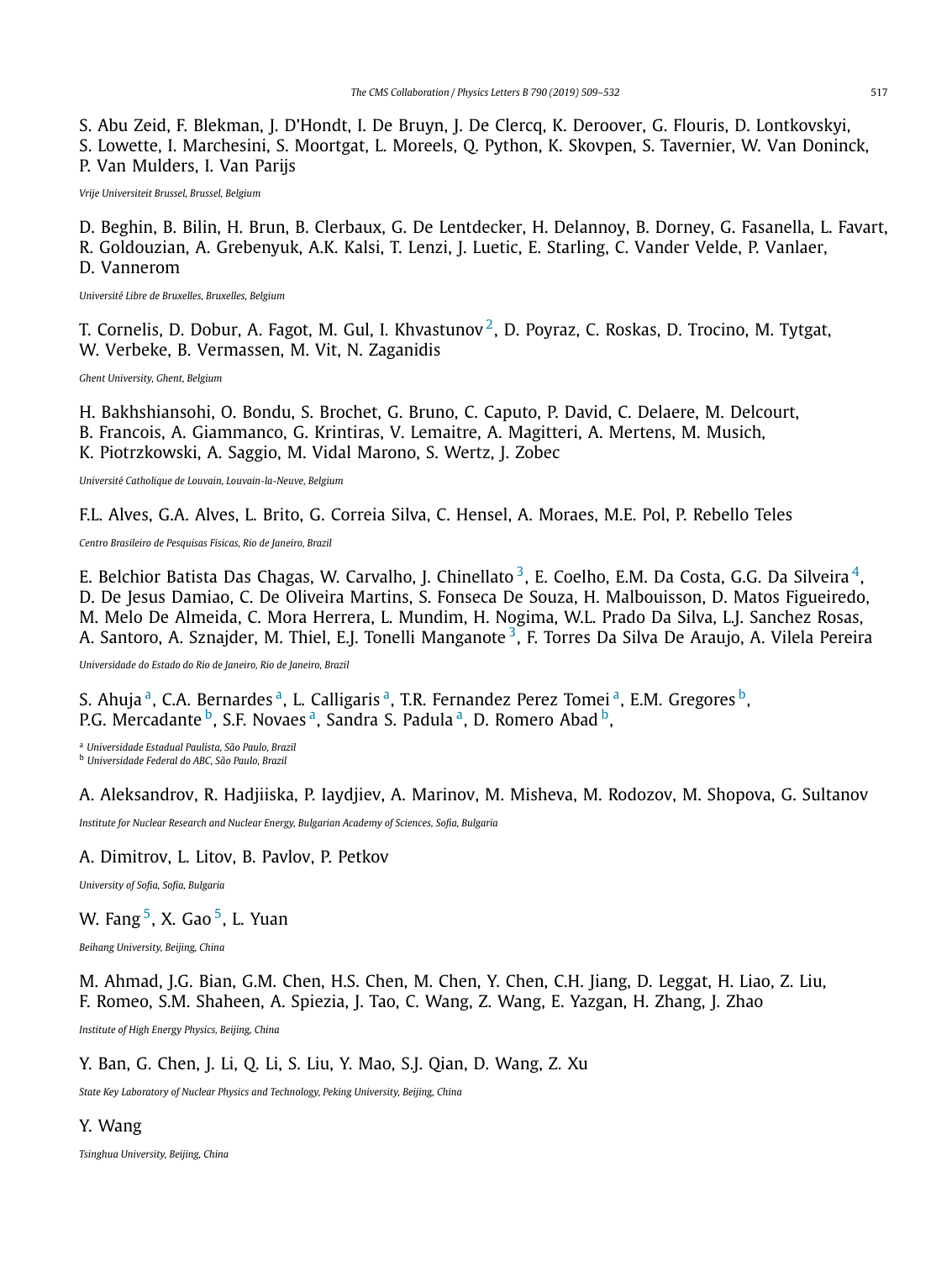S. Abu Zeid, F. Blekman, J. D'Hondt, I. De Bruyn, J. De Clercq, K. Deroover, G. Flouris, D. Lontkovskyi, S. Lowette, I. Marchesini, S. Moortgat, L. Moreels, Q. Python, K. Skovpen, S. Tavernier, W. Van Doninck, P. Van Mulders, I. Van Parijs

*Vrije Universiteit Brussel, Brussel, Belgium*

D. Beghin, B. Bilin, H. Brun, B. Clerbaux, G. De Lentdecker, H. Delannoy, B. Dorney, G. Fasanella, L. Favart, R. Goldouzian, A. Grebenyuk, A.K. Kalsi, T. Lenzi, J. Luetic, E. Starling, C. Vander Velde, P. Vanlaer, D. Vannerom

*Université Libre de Bruxelles, Bruxelles, Belgium*

T. Cornelis, D. Dobur, A. Fagot, M. Gul, I. Khvastunov [2], D. Poyraz, C. Roskas, D. Trocino, M. Tytgat, W. Verbeke, B. Vermassen, M. Vit, N. Zaganidis

*Ghent University, Ghent, Belgium*

H. Bakhshiansohi, O. Bondu, S. Brochet, G. Bruno, C. Caputo, P. David, C. Delaere, M. Delcourt, B. Francois, A. Giammanco, G. Krintiras, V. Lemaitre, A. Magitteri, A. Mertens, M. Musich, K. Piotrzkowski, A. Saggio, M. Vidal Marono, S. Wertz, J. Zobec

*Université Catholique de Louvain, Louvain-la-Neuve, Belgium*

F.L. Alves, G.A. Alves, L. Brito, G. Correia Silva, C. Hensel, A. Moraes, M.E. Pol, P. Rebello Teles

*Centro Brasileiro de Pesquisas Fisicas, Rio de Janeiro, Brazil*

E. Belchior Batista Das Chagas, W. Carvalho, J. Chinellato [3], E. Coelho, E.M. Da Costa, G.G. Da Silveira [4], D. De Jesus Damiao, C. De Oliveira Martins, S. Fonseca De Souza, H. Malbouisson, D. Matos Figueiredo, M. Melo De Almeida, C. Mora Herrera, L. Mundim, H. Nogima, W.L. Prado Da Silva, L.J. Sanchez Rosas, A. Santoro, A. Sznajder, M. Thiel, E.J. Tonelli Manganote [3], F. Torres Da Silva De Araujo, A. Vilela Pereira

*Universidade do Estado do Rio de Janeiro, Rio de Janeiro, Brazil*

S. Ahuja [a], C.A. Bernardes [a], L. Calligaris [a], T.R. Fernandez Perez Tomei [a], E.M. Gregores [b], P.G. Mercadante [b], S.F. Novaes [a], Sandra S. Padula [a], D. Romero Abad [b],

[a] *Universidade Estadual Paulista, São Paulo, Brazil*
[b] *Universidade Federal do ABC, São Paulo, Brazil*

A. Aleksandrov, R. Hadjiiska, P. Iaydjiev, A. Marinov, M. Misheva, M. Rodozov, M. Shopova, G. Sultanov

*Institute for Nuclear Research and Nuclear Energy, Bulgarian Academy of Sciences, Sofia, Bulgaria*

A. Dimitrov, L. Litov, B. Pavlov, P. Petkov

*University of Sofia, Sofia, Bulgaria*

W. Fang [5], X. Gao [5], L. Yuan

*Beihang University, Beijing, China*

M. Ahmad, J.G. Bian, G.M. Chen, H.S. Chen, M. Chen, Y. Chen, C.H. Jiang, D. Leggat, H. Liao, Z. Liu, F. Romeo, S.M. Shaheen, A. Spiezia, J. Tao, C. Wang, Z. Wang, E. Yazgan, H. Zhang, J. Zhao

*Institute of High Energy Physics, Beijing, China*

Y. Ban, G. Chen, J. Li, Q. Li, S. Liu, Y. Mao, S.J. Qian, D. Wang, Z. Xu

*State Key Laboratory of Nuclear Physics and Technology, Peking University, Beijing, China*

Y. Wang

*Tsinghua University, Beijing, China*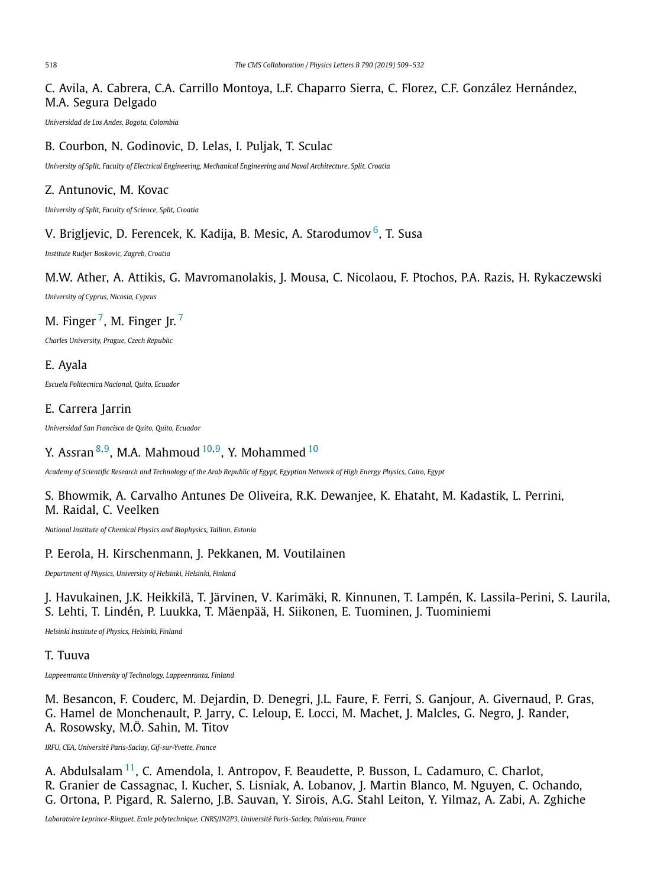C. Avila, A. Cabrera, C.A. Carrillo Montoya, L.F. Chaparro Sierra, C. Florez, C.F. González Hernández, M.A. Segura Delgado

*Universidad de Los Andes, Bogota, Colombia*

B. Courbon, N. Godinovic, D. Lelas, I. Puljak, T. Sculac

*University of Split, Faculty of Electrical Engineering, Mechanical Engineering and Naval Architecture, Split, Croatia*

Z. Antunovic, M. Kovac

*University of Split, Faculty of Science, Split, Croatia*

V. Brigljevic, D. Ferencek, K. Kadija, B. Mesic, A. Starodumov [6], T. Susa

*Institute Rudjer Boskovic, Zagreb, Croatia*

M.W. Ather, A. Attikis, G. Mavromanolakis, J. Mousa, C. Nicolaou, F. Ptochos, P.A. Razis, H. Rykaczewski

*University of Cyprus, Nicosia, Cyprus*

M. Finger [7], M. Finger Jr. [7]

*Charles University, Prague, Czech Republic*

E. Ayala

*Escuela Politecnica Nacional, Quito, Ecuador*

E. Carrera Jarrin

*Universidad San Francisco de Quito, Quito, Ecuador*

Y. Assran [8,9], M.A. Mahmoud [10,9], Y. Mohammed [10]

*Academy of Scientific Research and Technology of the Arab Republic of Egypt, Egyptian Network of High Energy Physics, Cairo, Egypt*

S. Bhowmik, A. Carvalho Antunes De Oliveira, R.K. Dewanjee, K. Ehataht, M. Kadastik, L. Perrini, M. Raidal, C. Veelken

*National Institute of Chemical Physics and Biophysics, Tallinn, Estonia*

P. Eerola, H. Kirschenmann, J. Pekkanen, M. Voutilainen

*Department of Physics, University of Helsinki, Helsinki, Finland*

J. Havukainen, J.K. Heikkilä, T. Järvinen, V. Karimäki, R. Kinnunen, T. Lampén, K. Lassila-Perini, S. Laurila, S. Lehti, T. Lindén, P. Luukka, T. Mäenpää, H. Siikonen, E. Tuominen, J. Tuominiemi

*Helsinki Institute of Physics, Helsinki, Finland*

T. Tuuva

*Lappeenranta University of Technology, Lappeenranta, Finland*

M. Besancon, F. Couderc, M. Dejardin, D. Denegri, J.L. Faure, F. Ferri, S. Ganjour, A. Givernaud, P. Gras, G. Hamel de Monchenault, P. Jarry, C. Leloup, E. Locci, M. Machet, J. Malcles, G. Negro, J. Rander, A. Rosowsky, M.Ö. Sahin, M. Titov

*IRFU, CEA, Université Paris-Saclay, Gif-sur-Yvette, France*

A. Abdulsalam [11], C. Amendola, I. Antropov, F. Beaudette, P. Busson, L. Cadamuro, C. Charlot, R. Granier de Cassagnac, I. Kucher, S. Lisniak, A. Lobanov, J. Martin Blanco, M. Nguyen, C. Ochando, G. Ortona, P. Pigard, R. Salerno, J.B. Sauvan, Y. Sirois, A.G. Stahl Leiton, Y. Yilmaz, A. Zabi, A. Zghiche

*Laboratoire Leprince-Ringuet, Ecole polytechnique, CNRS/IN2P3, Université Paris-Saclay, Palaiseau, France*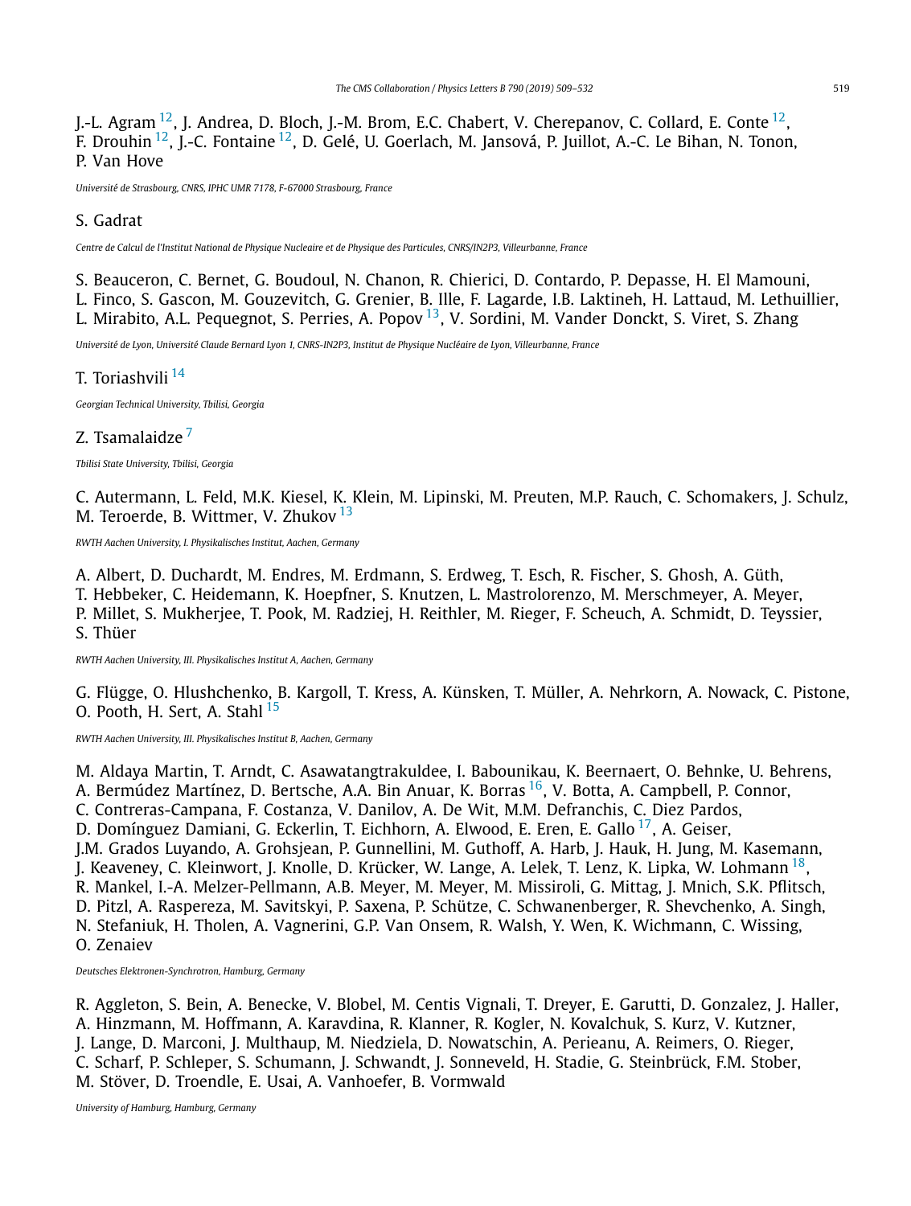J.-L. Agram [12], J. Andrea, D. Bloch, J.-M. Brom, E.C. Chabert, V. Cherepanov, C. Collard, E. Conte [12], F. Drouhin [12], J.-C. Fontaine [12], D. Gelé, U. Goerlach, M. Jansová, P. Juillot, A.-C. Le Bihan, N. Tonon, P. Van Hove

*Université de Strasbourg, CNRS, IPHC UMR 7178, F-67000 Strasbourg, France*

S. Gadrat

*Centre de Calcul de l'Institut National de Physique Nucleaire et de Physique des Particules, CNRS/IN2P3, Villeurbanne, France*

S. Beauceron, C. Bernet, G. Boudoul, N. Chanon, R. Chierici, D. Contardo, P. Depasse, H. El Mamouni, L. Finco, S. Gascon, M. Gouzevitch, G. Grenier, B. Ille, F. Lagarde, I.B. Laktineh, H. Lattaud, M. Lethuillier, L. Mirabito, A.L. Pequegnot, S. Perries, A. Popov [13], V. Sordini, M. Vander Donckt, S. Viret, S. Zhang

*Université de Lyon, Université Claude Bernard Lyon 1, CNRS-IN2P3, Institut de Physique Nucléaire de Lyon, Villeurbanne, France*

T. Toriashvili [14]

*Georgian Technical University, Tbilisi, Georgia*

Z. Tsamalaidze [7]

*Tbilisi State University, Tbilisi, Georgia*

C. Autermann, L. Feld, M.K. Kiesel, K. Klein, M. Lipinski, M. Preuten, M.P. Rauch, C. Schomakers, J. Schulz, M. Teroerde, B. Wittmer, V. Zhukov [13]

*RWTH Aachen University, I. Physikalisches Institut, Aachen, Germany*

A. Albert, D. Duchardt, M. Endres, M. Erdmann, S. Erdweg, T. Esch, R. Fischer, S. Ghosh, A. Güth, T. Hebbeker, C. Heidemann, K. Hoepfner, S. Knutzen, L. Mastrolorenzo, M. Merschmeyer, A. Meyer, P. Millet, S. Mukherjee, T. Pook, M. Radziej, H. Reithler, M. Rieger, F. Scheuch, A. Schmidt, D. Teyssier, S. Thüer

*RWTH Aachen University, III. Physikalisches Institut A, Aachen, Germany*

G. Flügge, O. Hlushchenko, B. Kargoll, T. Kress, A. Künsken, T. Müller, A. Nehrkorn, A. Nowack, C. Pistone, O. Pooth, H. Sert, A. Stahl [15]

*RWTH Aachen University, III. Physikalisches Institut B, Aachen, Germany*

M. Aldaya Martin, T. Arndt, C. Asawatangtrakuldee, I. Babounikau, K. Beernaert, O. Behnke, U. Behrens, A. Bermúdez Martínez, D. Bertsche, A.A. Bin Anuar, K. Borras [16], V. Botta, A. Campbell, P. Connor, C. Contreras-Campana, F. Costanza, V. Danilov, A. De Wit, M.M. Defranchis, C. Diez Pardos, D. Domínguez Damiani, G. Eckerlin, T. Eichhorn, A. Elwood, E. Eren, E. Gallo [17], A. Geiser, J.M. Grados Luyando, A. Grohsjean, P. Gunnellini, M. Guthoff, A. Harb, J. Hauk, H. Jung, M. Kasemann, J. Keaveney, C. Kleinwort, J. Knolle, D. Krücker, W. Lange, A. Lelek, T. Lenz, K. Lipka, W. Lohmann [18], R. Mankel, I.-A. Melzer-Pellmann, A.B. Meyer, M. Meyer, M. Missiroli, G. Mittag, J. Mnich, S.K. Pflitsch, D. Pitzl, A. Raspereza, M. Savitskyi, P. Saxena, P. Schütze, C. Schwanenberger, R. Shevchenko, A. Singh, N. Stefaniuk, H. Tholen, A. Vagnerini, G.P. Van Onsem, R. Walsh, Y. Wen, K. Wichmann, C. Wissing, O. Zenaiev

*Deutsches Elektronen-Synchrotron, Hamburg, Germany*

R. Aggleton, S. Bein, A. Benecke, V. Blobel, M. Centis Vignali, T. Dreyer, E. Garutti, D. Gonzalez, J. Haller, A. Hinzmann, M. Hoffmann, A. Karavdina, R. Klanner, R. Kogler, N. Kovalchuk, S. Kurz, V. Kutzner, J. Lange, D. Marconi, J. Multhaup, M. Niedziela, D. Nowatschin, A. Perieanu, A. Reimers, O. Rieger, C. Scharf, P. Schleper, S. Schumann, J. Schwandt, J. Sonneveld, H. Stadie, G. Steinbrück, F.M. Stober, M. Stöver, D. Troendle, E. Usai, A. Vanhoefer, B. Vormwald

*University of Hamburg, Hamburg, Germany*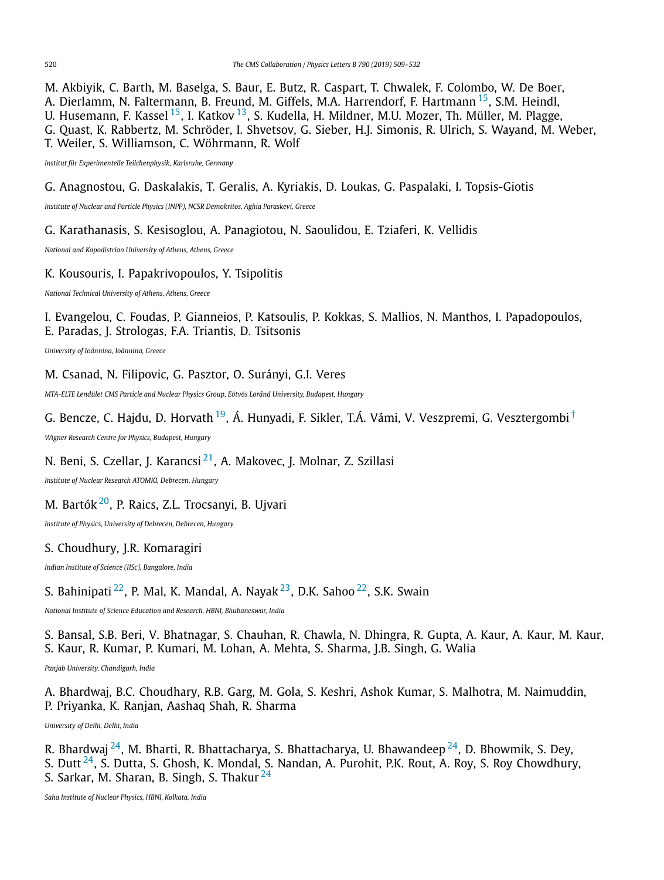M. Akbiyik, C. Barth, M. Baselga, S. Baur, E. Butz, R. Caspart, T. Chwalek, F. Colombo, W. De Boer, A. Dierlamm, N. Faltermann, B. Freund, M. Giffels, M.A. Harrendorf, F. Hartmann [15], S.M. Heindl, U. Husemann, F. Kassel [15], I. Katkov [13], S. Kudella, H. Mildner, M.U. Mozer, Th. Müller, M. Plagge, G. Quast, K. Rabbertz, M. Schröder, I. Shvetsov, G. Sieber, H.J. Simonis, R. Ulrich, S. Wayand, M. Weber, T. Weiler, S. Williamson, C. Wöhrmann, R. Wolf

*Institut für Experimentelle Teilchenphysik, Karlsruhe, Germany*

G. Anagnostou, G. Daskalakis, T. Geralis, A. Kyriakis, D. Loukas, G. Paspalaki, I. Topsis-Giotis

*Institute of Nuclear and Particle Physics (INPP), NCSR Demokritos, Aghia Paraskevi, Greece*

G. Karathanasis, S. Kesisoglou, A. Panagiotou, N. Saoulidou, E. Tziaferi, K. Vellidis

*National and Kapodistrian University of Athens, Athens, Greece*

K. Kousouris, I. Papakrivopoulos, Y. Tsipolitis

*National Technical University of Athens, Athens, Greece*

I. Evangelou, C. Foudas, P. Gianneios, P. Katsoulis, P. Kokkas, S. Mallios, N. Manthos, I. Papadopoulos, E. Paradas, J. Strologas, F.A. Triantis, D. Tsitsonis

*University of Ioánnina, Ioánnina, Greece*

M. Csanad, N. Filipovic, G. Pasztor, O. Surányi, G.I. Veres

*MTA-ELTE Lendület CMS Particle and Nuclear Physics Group, Eötvös Loránd University, Budapest, Hungary*

G. Bencze, C. Hajdu, D. Horvath [19], Á. Hunyadi, F. Sikler, T.Á. Vámi, V. Veszpremi, G. Vesztergombi [†]

*Wigner Research Centre for Physics, Budapest, Hungary*

N. Beni, S. Czellar, J. Karancsi [21], A. Makovec, J. Molnar, Z. Szillasi

*Institute of Nuclear Research ATOMKI, Debrecen, Hungary*

M. Bartók [20], P. Raics, Z.L. Trocsanyi, B. Ujvari

*Institute of Physics, University of Debrecen, Debrecen, Hungary*

S. Choudhury, J.R. Komaragiri

*Indian Institute of Science (IISc), Bangalore, India*

S. Bahinipati [22], P. Mal, K. Mandal, A. Nayak [23], D.K. Sahoo [22], S.K. Swain

*National Institute of Science Education and Research, HBNI, Bhubaneswar, India*

S. Bansal, S.B. Beri, V. Bhatnagar, S. Chauhan, R. Chawla, N. Dhingra, R. Gupta, A. Kaur, A. Kaur, M. Kaur, S. Kaur, R. Kumar, P. Kumari, M. Lohan, A. Mehta, S. Sharma, J.B. Singh, G. Walia

*Panjab University, Chandigarh, India*

A. Bhardwaj, B.C. Choudhary, R.B. Garg, M. Gola, S. Keshri, Ashok Kumar, S. Malhotra, M. Naimuddin, P. Priyanka, K. Ranjan, Aashaq Shah, R. Sharma

*University of Delhi, Delhi, India*

R. Bhardwaj [24], M. Bharti, R. Bhattacharya, S. Bhattacharya, U. Bhawandeep [24], D. Bhowmik, S. Dey, S. Dutt [24], S. Dutta, S. Ghosh, K. Mondal, S. Nandan, A. Purohit, P.K. Rout, A. Roy, S. Roy Chowdhury, S. Sarkar, M. Sharan, B. Singh, S. Thakur [24]

*Saha Institute of Nuclear Physics, HBNI, Kolkata, India*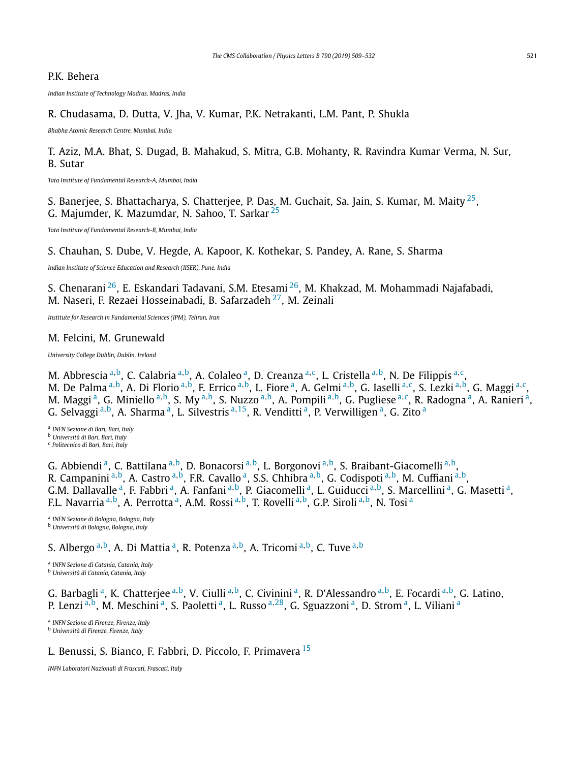P.K. Behera

*Indian Institute of Technology Madras, Madras, India*

R. Chudasama, D. Dutta, V. Jha, V. Kumar, P.K. Netrakanti, L.M. Pant, P. Shukla

*Bhabha Atomic Research Centre, Mumbai, India*

T. Aziz, M.A. Bhat, S. Dugad, B. Mahakud, S. Mitra, G.B. Mohanty, R. Ravindra Kumar Verma, N. Sur, B. Sutar

*Tata Institute of Fundamental Research-A, Mumbai, India*

S. Banerjee, S. Bhattacharya, S. Chatterjee, P. Das, M. Guchait, Sa. Jain, S. Kumar, M. Maity [25], G. Majumder, K. Mazumdar, N. Sahoo, T. Sarkar [25]

*Tata Institute of Fundamental Research-B, Mumbai, India*

S. Chauhan, S. Dube, V. Hegde, A. Kapoor, K. Kothekar, S. Pandey, A. Rane, S. Sharma

*Indian Institute of Science Education and Research (IISER), Pune, India*

S. Chenarani [26], E. Eskandari Tadavani, S.M. Etesami [26], M. Khakzad, M. Mohammadi Najafabadi, M. Naseri, F. Rezaei Hosseinabadi, B. Safarzadeh [27], M. Zeinali

*Institute for Research in Fundamental Sciences (IPM), Tehran, Iran*

M. Felcini, M. Grunewald

*University College Dublin, Dublin, Ireland*

M. Abbrescia [a,b], C. Calabria [a,b], A. Colaleo [a], D. Creanza [a,c], L. Cristella [a,b], N. De Filippis [a,c], M. De Palma [a,b], A. Di Florio [a,b], F. Errico [a,b], L. Fiore [a], A. Gelmi [a,b], G. Iaselli [a,c], S. Lezki [a,b], G. Maggi [a,c], M. Maggi [a], G. Miniello [a,b], S. My [a,b], S. Nuzzo [a,b], A. Pompili [a,b], G. Pugliese [a,c], R. Radogna [a], A. Ranieri [a], G. Selvaggi [a,b], A. Sharma [a], L. Silvestris [a,15], R. Venditti [a], P. Verwilligen [a], G. Zito [a]

[a] *INFN Sezione di Bari, Bari, Italy*
[b] *Università di Bari, Bari, Italy*
[c] *Politecnico di Bari, Bari, Italy*

G. Abbiendi [a], C. Battilana [a,b], D. Bonacorsi [a,b], L. Borgonovi [a,b], S. Braibant-Giacomelli [a,b], R. Campanini [a,b], A. Castro [a,b], F.R. Cavallo [a], S.S. Chhibra [a,b], G. Codispoti [a,b], M. Cuffiani [a,b], G.M. Dallavalle [a], F. Fabbri [a], A. Fanfani [a,b], P. Giacomelli [a], L. Guiducci [a,b], S. Marcellini [a], G. Masetti [a], F.L. Navarria [a,b], A. Perrotta [a], A.M. Rossi [a,b], T. Rovelli [a,b], G.P. Siroli [a,b], N. Tosi [a]

[a] *INFN Sezione di Bologna, Bologna, Italy*
[b] *Università di Bologna, Bologna, Italy*

S. Albergo [a,b], A. Di Mattia [a], R. Potenza [a,b], A. Tricomi [a,b], C. Tuve [a,b]

[a] *INFN Sezione di Catania, Catania, Italy*
[b] *Università di Catania, Catania, Italy*

G. Barbagli [a], K. Chatterjee [a,b], V. Ciulli [a,b], C. Civinini [a], R. D'Alessandro [a,b], E. Focardi [a,b], G. Latino, P. Lenzi [a,b], M. Meschini [a], S. Paoletti [a], L. Russo [a,28], G. Sguazzoni [a], D. Strom [a], L. Viliani [a]

[a] *INFN Sezione di Firenze, Firenze, Italy*
[b] *Università di Firenze, Firenze, Italy*

L. Benussi, S. Bianco, F. Fabbri, D. Piccolo, F. Primavera [15]

*INFN Laboratori Nazionali di Frascati, Frascati, Italy*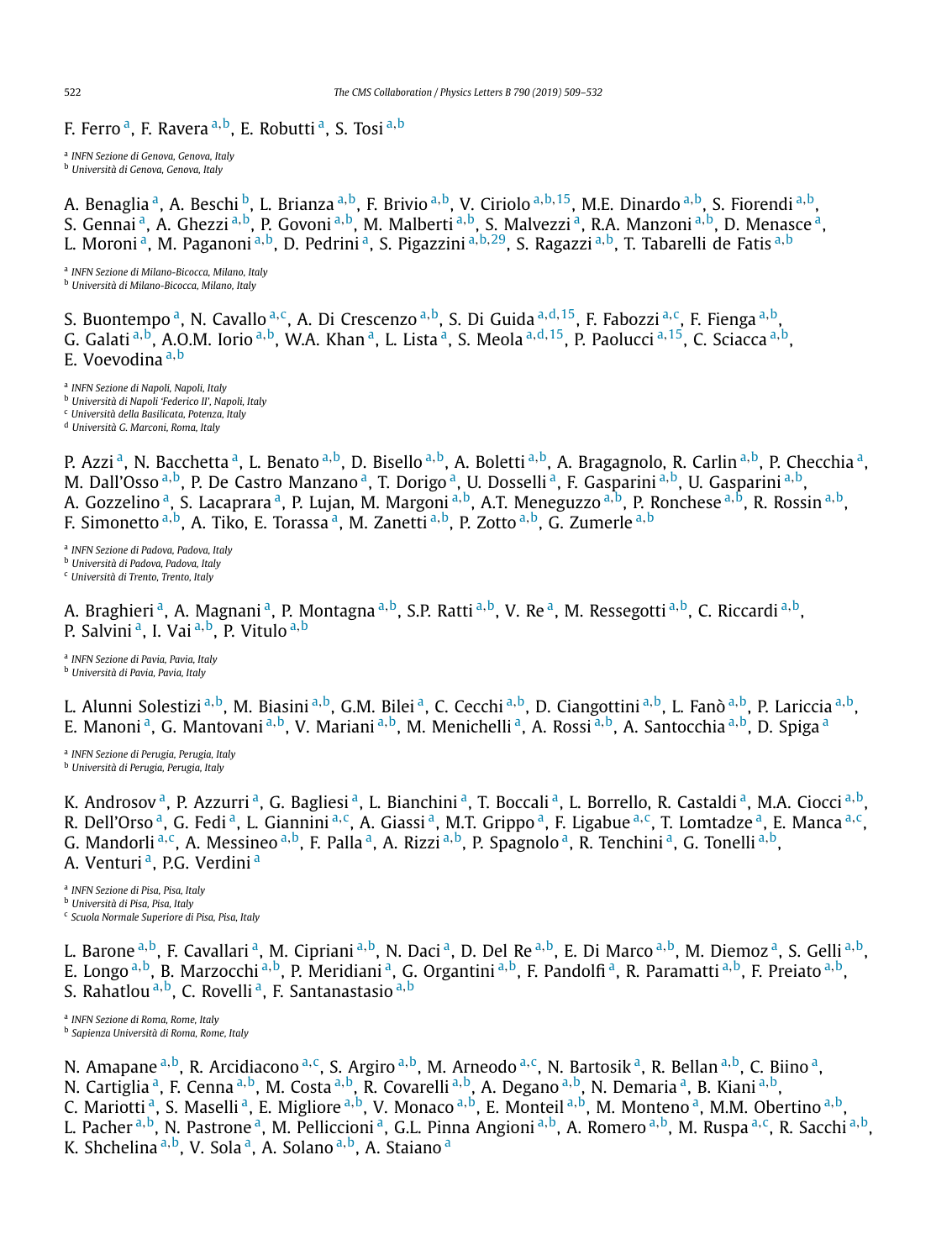F. Ferro [a], F. Ravera [a,b], E. Robutti [a], S. Tosi [a,b]

[a] *INFN Sezione di Genova, Genova, Italy*
[b] *Università di Genova, Genova, Italy*

A. Benaglia [a], A. Beschi [b], L. Brianza [a,b], F. Brivio [a,b], V. Ciriolo [a,b,15], M.E. Dinardo [a,b], S. Fiorendi [a,b], S. Gennai [a], A. Ghezzi [a,b], P. Govoni [a,b], M. Malberti [a,b], S. Malvezzi [a], R.A. Manzoni [a,b], D. Menasce [a], L. Moroni [a], M. Paganoni [a,b], D. Pedrini [a], S. Pigazzini [a,b,29], S. Ragazzi [a,b], T. Tabarelli de Fatis [a,b]

[a] *INFN Sezione di Milano-Bicocca, Milano, Italy*
[b] *Università di Milano-Bicocca, Milano, Italy*

S. Buontempo [a], N. Cavallo [a,c], A. Di Crescenzo [a,b], S. Di Guida [a,d,15], F. Fabozzi [a,c], F. Fienga [a,b], G. Galati [a,b], A.O.M. Iorio [a,b], W.A. Khan [a], L. Lista [a], S. Meola [a,d,15], P. Paolucci [a,15], C. Sciacca [a,b], E. Voevodina [a,b]

[a] *INFN Sezione di Napoli, Napoli, Italy*
[b] *Università di Napoli 'Federico II', Napoli, Italy*
[c] *Università della Basilicata, Potenza, Italy*
[d] *Università G. Marconi, Roma, Italy*

P. Azzi [a], N. Bacchetta [a], L. Benato [a,b], D. Bisello [a,b], A. Boletti [a,b], A. Bragagnolo, R. Carlin [a,b], P. Checchia [a], M. Dall'Osso [a,b], P. De Castro Manzano [a], T. Dorigo [a], U. Dosselli [a], F. Gasparini [a,b], U. Gasparini [a,b], A. Gozzelino [a], S. Lacaprara [a], P. Lujan, M. Margoni [a,b], A.T. Meneguzzo [a,b], P. Ronchese [a,b], R. Rossin [a,b], F. Simonetto [a,b], A. Tiko, E. Torassa [a], M. Zanetti [a,b], P. Zotto [a,b], G. Zumerle [a,b]

[a] *INFN Sezione di Padova, Padova, Italy*
[b] *Università di Padova, Padova, Italy*
[c] *Università di Trento, Trento, Italy*

A. Braghieri [a], A. Magnani [a], P. Montagna [a,b], S.P. Ratti [a,b], V. Re [a], M. Ressegotti [a,b], C. Riccardi [a,b], P. Salvini [a], I. Vai [a,b], P. Vitulo [a,b]

[a] *INFN Sezione di Pavia, Pavia, Italy*
[b] *Università di Pavia, Pavia, Italy*

L. Alunni Solestizi [a,b], M. Biasini [a,b], G.M. Bilei [a], C. Cecchi [a,b], D. Ciangottini [a,b], L. Fanò [a,b], P. Lariccia [a,b], E. Manoni [a], G. Mantovani [a,b], V. Mariani [a,b], M. Menichelli [a], A. Rossi [a,b], A. Santocchia [a,b], D. Spiga [a]

[a] *INFN Sezione di Perugia, Perugia, Italy*
[b] *Università di Perugia, Perugia, Italy*

K. Androsov [a], P. Azzurri [a], G. Bagliesi [a], L. Bianchini [a], T. Boccali [a], L. Borrello, R. Castaldi [a], M.A. Ciocci [a,b], R. Dell'Orso [a], G. Fedi [a], L. Giannini [a,c], A. Giassi [a], M.T. Grippo [a], F. Ligabue [a,c], T. Lomtadze [a], E. Manca [a,c], G. Mandorli [a,c], A. Messineo [a,b], F. Palla [a], A. Rizzi [a,b], P. Spagnolo [a], R. Tenchini [a], G. Tonelli [a,b], A. Venturi [a], P.G. Verdini [a]

[a] *INFN Sezione di Pisa, Pisa, Italy*
[b] *Università di Pisa, Pisa, Italy*
[c] *Scuola Normale Superiore di Pisa, Pisa, Italy*

L. Barone [a,b], F. Cavallari [a], M. Cipriani [a,b], N. Daci [a], D. Del Re [a,b], E. Di Marco [a,b], M. Diemoz [a], S. Gelli [a,b], E. Longo [a,b], B. Marzocchi [a,b], P. Meridiani [a], G. Organtini [a,b], F. Pandolfi [a], R. Paramatti [a,b], F. Preiato [a,b], S. Rahatlou [a,b], C. Rovelli [a], F. Santanastasio [a,b]

[a] *INFN Sezione di Roma, Rome, Italy*
[b] *Sapienza Università di Roma, Rome, Italy*

N. Amapane [a,b], R. Arcidiacono [a,c], S. Argiro [a,b], M. Arneodo [a,c], N. Bartosik [a], R. Bellan [a,b], C. Biino [a], N. Cartiglia [a], F. Cenna [a,b], M. Costa [a,b], R. Covarelli [a,b], A. Degano [a,b], N. Demaria [a], B. Kiani [a,b], C. Mariotti [a], S. Maselli [a], E. Migliore [a,b], V. Monaco [a,b], E. Monteil [a,b], M. Monteno [a], M.M. Obertino [a,b], L. Pacher [a,b], N. Pastrone [a], M. Pelliccioni [a], G.L. Pinna Angioni [a,b], A. Romero [a,b], M. Ruspa [a,c], R. Sacchi [a,b], K. Shchelina [a,b], V. Sola [a], A. Solano [a,b], A. Staiano [a]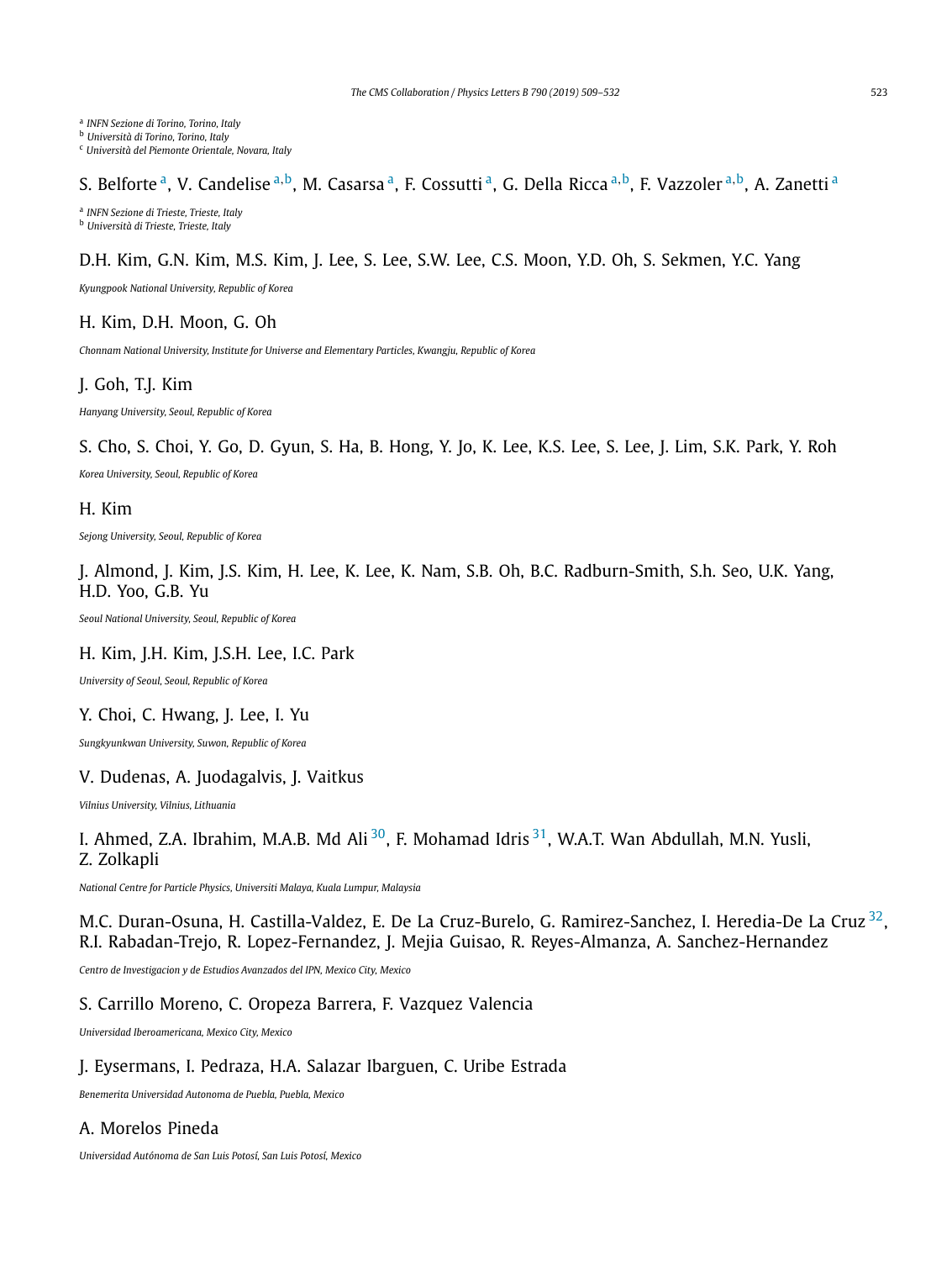[a] *INFN Sezione di Torino, Torino, Italy*
[b] *Università di Torino, Torino, Italy*
[c] *Università del Piemonte Orientale, Novara, Italy*

S. Belforte [a], V. Candelise [a,b], M. Casarsa [a], F. Cossutti [a], G. Della Ricca [a,b], F. Vazzoler [a,b], A. Zanetti [a]

[a] *INFN Sezione di Trieste, Trieste, Italy*
[b] *Università di Trieste, Trieste, Italy*

D.H. Kim, G.N. Kim, M.S. Kim, J. Lee, S. Lee, S.W. Lee, C.S. Moon, Y.D. Oh, S. Sekmen, Y.C. Yang

*Kyungpook National University, Republic of Korea*

H. Kim, D.H. Moon, G. Oh

*Chonnam National University, Institute for Universe and Elementary Particles, Kwangju, Republic of Korea*

J. Goh, T.J. Kim

*Hanyang University, Seoul, Republic of Korea*

S. Cho, S. Choi, Y. Go, D. Gyun, S. Ha, B. Hong, Y. Jo, K. Lee, K.S. Lee, S. Lee, J. Lim, S.K. Park, Y. Roh

*Korea University, Seoul, Republic of Korea*

H. Kim

*Sejong University, Seoul, Republic of Korea*

J. Almond, J. Kim, J.S. Kim, H. Lee, K. Lee, K. Nam, S.B. Oh, B.C. Radburn-Smith, S.h. Seo, U.K. Yang, H.D. Yoo, G.B. Yu

*Seoul National University, Seoul, Republic of Korea*

H. Kim, J.H. Kim, J.S.H. Lee, I.C. Park

*University of Seoul, Seoul, Republic of Korea*

Y. Choi, C. Hwang, J. Lee, I. Yu

*Sungkyunkwan University, Suwon, Republic of Korea*

V. Dudenas, A. Juodagalvis, J. Vaitkus

*Vilnius University, Vilnius, Lithuania*

I. Ahmed, Z.A. Ibrahim, M.A.B. Md Ali [30], F. Mohamad Idris [31], W.A.T. Wan Abdullah, M.N. Yusli, Z. Zolkapli

*National Centre for Particle Physics, Universiti Malaya, Kuala Lumpur, Malaysia*

M.C. Duran-Osuna, H. Castilla-Valdez, E. De La Cruz-Burelo, G. Ramirez-Sanchez, I. Heredia-De La Cruz [32], R.I. Rabadan-Trejo, R. Lopez-Fernandez, J. Mejia Guisao, R. Reyes-Almanza, A. Sanchez-Hernandez

*Centro de Investigacion y de Estudios Avanzados del IPN, Mexico City, Mexico*

S. Carrillo Moreno, C. Oropeza Barrera, F. Vazquez Valencia

*Universidad Iberoamericana, Mexico City, Mexico*

J. Eysermans, I. Pedraza, H.A. Salazar Ibarguen, C. Uribe Estrada

*Benemerita Universidad Autonoma de Puebla, Puebla, Mexico*

A. Morelos Pineda

*Universidad Autónoma de San Luis Potosí, San Luis Potosí, Mexico*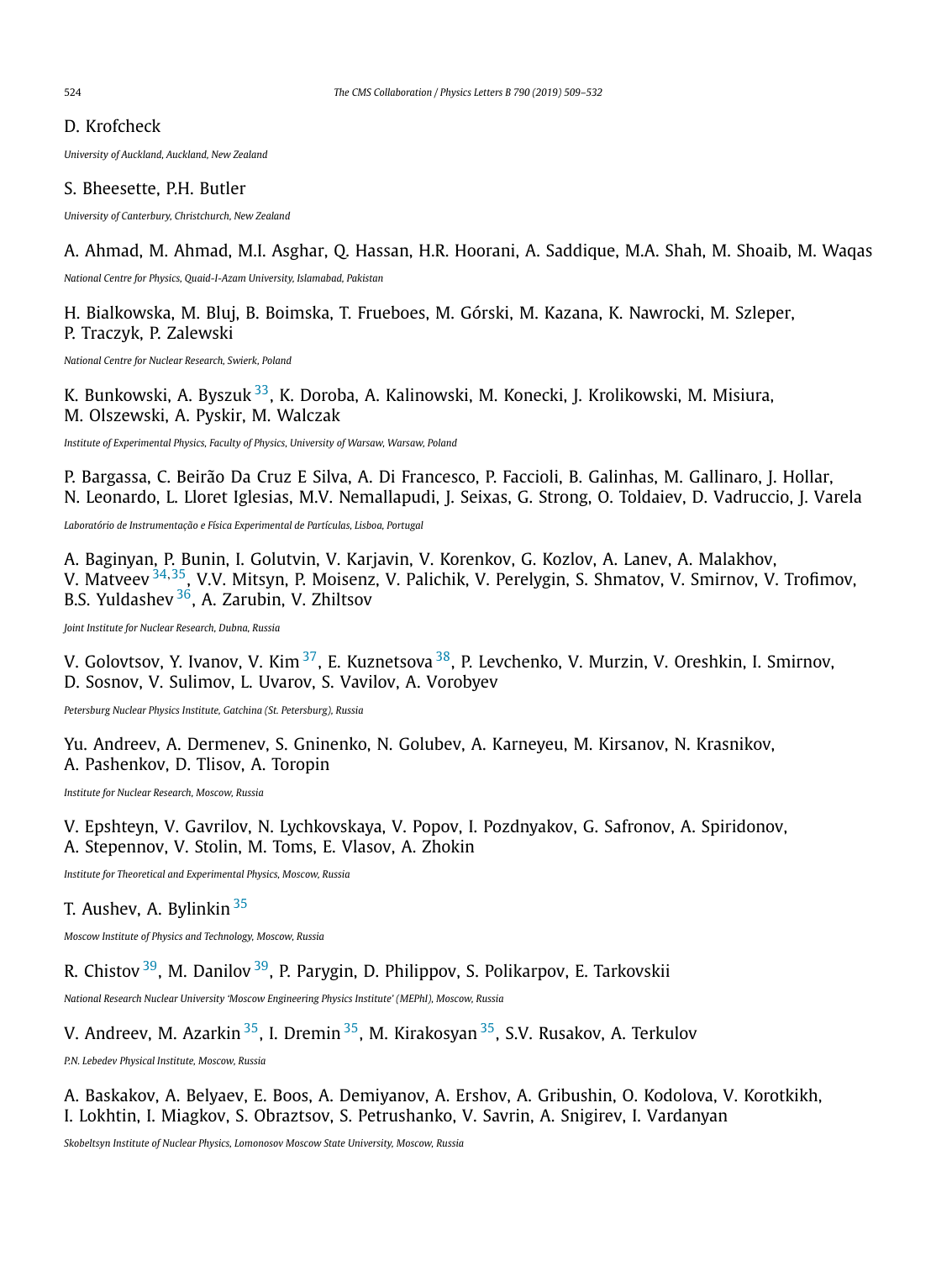D. Krofcheck

*University of Auckland, Auckland, New Zealand*

S. Bheesette, P.H. Butler

*University of Canterbury, Christchurch, New Zealand*

A. Ahmad, M. Ahmad, M.I. Asghar, Q. Hassan, H.R. Hoorani, A. Saddique, M.A. Shah, M. Shoaib, M. Waqas

*National Centre for Physics, Quaid-I-Azam University, Islamabad, Pakistan*

H. Bialkowska, M. Bluj, B. Boimska, T. Frueboes, M. Górski, M. Kazana, K. Nawrocki, M. Szleper, P. Traczyk, P. Zalewski

*National Centre for Nuclear Research, Swierk, Poland*

K. Bunkowski, A. Byszuk [33], K. Doroba, A. Kalinowski, M. Konecki, J. Krolikowski, M. Misiura, M. Olszewski, A. Pyskir, M. Walczak

*Institute of Experimental Physics, Faculty of Physics, University of Warsaw, Warsaw, Poland*

P. Bargassa, C. Beirão Da Cruz E Silva, A. Di Francesco, P. Faccioli, B. Galinhas, M. Gallinaro, J. Hollar, N. Leonardo, L. Lloret Iglesias, M.V. Nemallapudi, J. Seixas, G. Strong, O. Toldaiev, D. Vadruccio, J. Varela

*Laboratório de Instrumentação e Física Experimental de Partículas, Lisboa, Portugal*

A. Baginyan, P. Bunin, I. Golutvin, V. Karjavin, V. Korenkov, G. Kozlov, A. Lanev, A. Malakhov, V. Matveev [34,35], V.V. Mitsyn, P. Moisenz, V. Palichik, V. Perelygin, S. Shmatov, V. Smirnov, V. Trofimov, B.S. Yuldashev [36], A. Zarubin, V. Zhiltsov

*Joint Institute for Nuclear Research, Dubna, Russia*

V. Golovtsov, Y. Ivanov, V. Kim [37], E. Kuznetsova [38], P. Levchenko, V. Murzin, V. Oreshkin, I. Smirnov, D. Sosnov, V. Sulimov, L. Uvarov, S. Vavilov, A. Vorobyev

*Petersburg Nuclear Physics Institute, Gatchina (St. Petersburg), Russia*

Yu. Andreev, A. Dermenev, S. Gninenko, N. Golubev, A. Karneyeu, M. Kirsanov, N. Krasnikov, A. Pashenkov, D. Tlisov, A. Toropin

*Institute for Nuclear Research, Moscow, Russia*

V. Epshteyn, V. Gavrilov, N. Lychkovskaya, V. Popov, I. Pozdnyakov, G. Safronov, A. Spiridonov, A. Stepennov, V. Stolin, M. Toms, E. Vlasov, A. Zhokin

*Institute for Theoretical and Experimental Physics, Moscow, Russia*

T. Aushev, A. Bylinkin [35]

*Moscow Institute of Physics and Technology, Moscow, Russia*

R. Chistov [39], M. Danilov [39], P. Parygin, D. Philippov, S. Polikarpov, E. Tarkovskii

*National Research Nuclear University 'Moscow Engineering Physics Institute' (MEPhI), Moscow, Russia*

V. Andreev, M. Azarkin [35], I. Dremin [35], M. Kirakosyan [35], S.V. Rusakov, A. Terkulov

*P.N. Lebedev Physical Institute, Moscow, Russia*

A. Baskakov, A. Belyaev, E. Boos, A. Demiyanov, A. Ershov, A. Gribushin, O. Kodolova, V. Korotkikh, I. Lokhtin, I. Miagkov, S. Obraztsov, S. Petrushanko, V. Savrin, A. Snigirev, I. Vardanyan

*Skobeltsyn Institute of Nuclear Physics, Lomonosov Moscow State University, Moscow, Russia*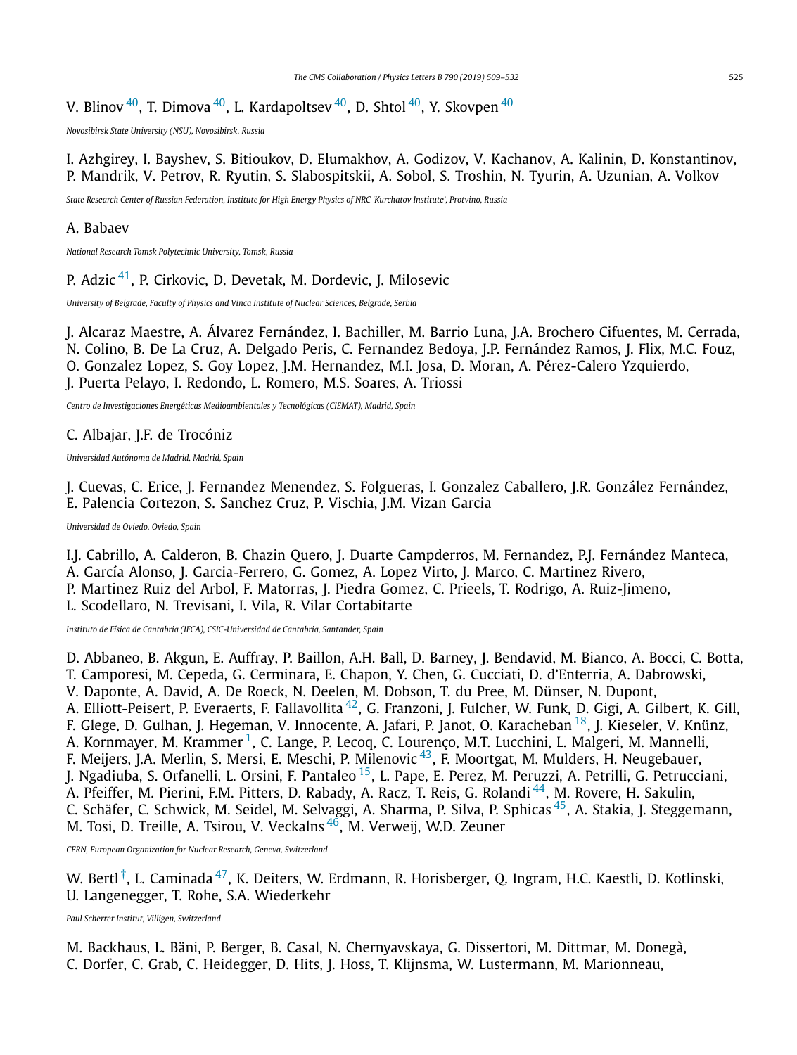V. Blinov [40], T. Dimova [40], L. Kardapoltsev [40], D. Shtol [40], Y. Skovpen [40]

*Novosibirsk State University (NSU), Novosibirsk, Russia*

I. Azhgirey, I. Bayshev, S. Bitioukov, D. Elumakhov, A. Godizov, V. Kachanov, A. Kalinin, D. Konstantinov, P. Mandrik, V. Petrov, R. Ryutin, S. Slabospitskii, A. Sobol, S. Troshin, N. Tyurin, A. Uzunian, A. Volkov

*State Research Center of Russian Federation, Institute for High Energy Physics of NRC 'Kurchatov Institute', Protvino, Russia*

A. Babaev

*National Research Tomsk Polytechnic University, Tomsk, Russia*

P. Adzic [41], P. Cirkovic, D. Devetak, M. Dordevic, J. Milosevic

*University of Belgrade, Faculty of Physics and Vinca Institute of Nuclear Sciences, Belgrade, Serbia*

J. Alcaraz Maestre, A. Álvarez Fernández, I. Bachiller, M. Barrio Luna, J.A. Brochero Cifuentes, M. Cerrada, N. Colino, B. De La Cruz, A. Delgado Peris, C. Fernandez Bedoya, J.P. Fernández Ramos, J. Flix, M.C. Fouz, O. Gonzalez Lopez, S. Goy Lopez, J.M. Hernandez, M.I. Josa, D. Moran, A. Pérez-Calero Yzquierdo, J. Puerta Pelayo, I. Redondo, L. Romero, M.S. Soares, A. Triossi

*Centro de Investigaciones Energéticas Medioambientales y Tecnológicas (CIEMAT), Madrid, Spain*

C. Albajar, J.F. de Trocóniz

*Universidad Autónoma de Madrid, Madrid, Spain*

J. Cuevas, C. Erice, J. Fernandez Menendez, S. Folgueras, I. Gonzalez Caballero, J.R. González Fernández, E. Palencia Cortezon, S. Sanchez Cruz, P. Vischia, J.M. Vizan Garcia

*Universidad de Oviedo, Oviedo, Spain*

I.J. Cabrillo, A. Calderon, B. Chazin Quero, J. Duarte Campderros, M. Fernandez, P.J. Fernández Manteca, A. García Alonso, J. Garcia-Ferrero, G. Gomez, A. Lopez Virto, J. Marco, C. Martinez Rivero, P. Martinez Ruiz del Arbol, F. Matorras, J. Piedra Gomez, C. Prieels, T. Rodrigo, A. Ruiz-Jimeno, L. Scodellaro, N. Trevisani, I. Vila, R. Vilar Cortabitarte

*Instituto de Física de Cantabria (IFCA), CSIC-Universidad de Cantabria, Santander, Spain*

D. Abbaneo, B. Akgun, E. Auffray, P. Baillon, A.H. Ball, D. Barney, J. Bendavid, M. Bianco, A. Bocci, C. Botta, T. Camporesi, M. Cepeda, G. Cerminara, E. Chapon, Y. Chen, G. Cucciati, D. d'Enterria, A. Dabrowski, V. Daponte, A. David, A. De Roeck, N. Deelen, M. Dobson, T. du Pree, M. Dünser, N. Dupont, A. Elliott-Peisert, P. Everaerts, F. Fallavollita [42], G. Franzoni, J. Fulcher, W. Funk, D. Gigi, A. Gilbert, K. Gill, F. Glege, D. Gulhan, J. Hegeman, V. Innocente, A. Jafari, P. Janot, O. Karacheban [18], J. Kieseler, V. Knünz, A. Kornmayer, M. Krammer [1], C. Lange, P. Lecoq, C. Lourenço, M.T. Lucchini, L. Malgeri, M. Mannelli, F. Meijers, J.A. Merlin, S. Mersi, E. Meschi, P. Milenovic [43], F. Moortgat, M. Mulders, H. Neugebauer, J. Ngadiuba, S. Orfanelli, L. Orsini, F. Pantaleo [15], L. Pape, E. Perez, M. Peruzzi, A. Petrilli, G. Petrucciani, A. Pfeiffer, M. Pierini, F.M. Pitters, D. Rabady, A. Racz, T. Reis, G. Rolandi [44], M. Rovere, H. Sakulin, C. Schäfer, C. Schwick, M. Seidel, M. Selvaggi, A. Sharma, P. Silva, P. Sphicas [45], A. Stakia, J. Steggemann, M. Tosi, D. Treille, A. Tsirou, V. Veckalns [46], M. Verweij, W.D. Zeuner

*CERN, European Organization for Nuclear Research, Geneva, Switzerland*

W. Bertl [†], L. Caminada [47], K. Deiters, W. Erdmann, R. Horisberger, Q. Ingram, H.C. Kaestli, D. Kotlinski, U. Langenegger, T. Rohe, S.A. Wiederkehr

*Paul Scherrer Institut, Villigen, Switzerland*

M. Backhaus, L. Bäni, P. Berger, B. Casal, N. Chernyavskaya, G. Dissertori, M. Dittmar, M. Donegà, C. Dorfer, C. Grab, C. Heidegger, D. Hits, J. Hoss, T. Klijnsma, W. Lustermann, M. Marionneau,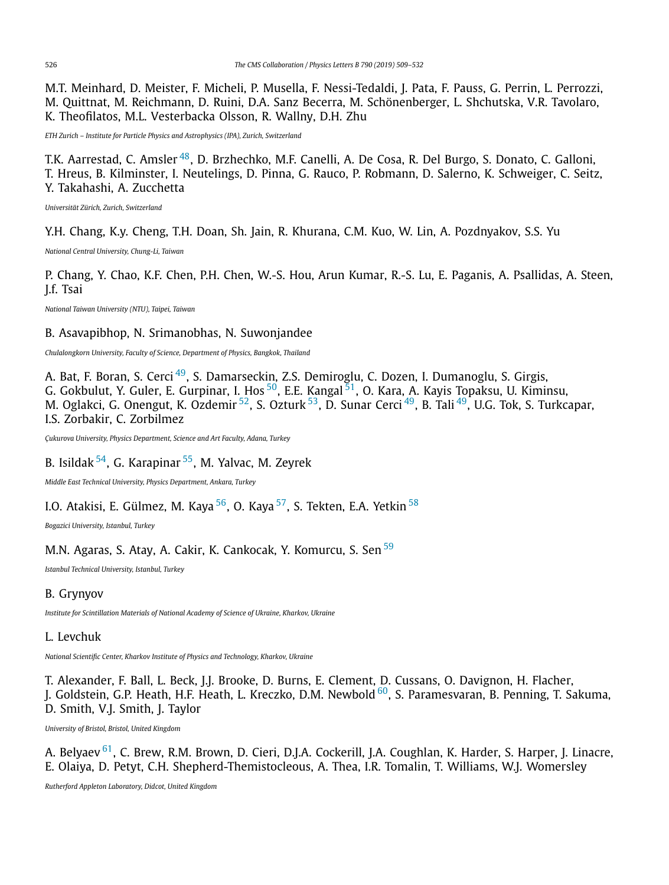M.T. Meinhard, D. Meister, F. Micheli, P. Musella, F. Nessi-Tedaldi, J. Pata, F. Pauss, G. Perrin, L. Perrozzi, M. Quittnat, M. Reichmann, D. Ruini, D.A. Sanz Becerra, M. Schönenberger, L. Shchutska, V.R. Tavolaro, K. Theofilatos, M.L. Vesterbacka Olsson, R. Wallny, D.H. Zhu

*ETH Zurich – Institute for Particle Physics and Astrophysics (IPA), Zurich, Switzerland*

T.K. Aarrestad, C. Amsler [48], D. Brzhechko, M.F. Canelli, A. De Cosa, R. Del Burgo, S. Donato, C. Galloni, T. Hreus, B. Kilminster, I. Neutelings, D. Pinna, G. Rauco, P. Robmann, D. Salerno, K. Schweiger, C. Seitz, Y. Takahashi, A. Zucchetta

*Universität Zürich, Zurich, Switzerland*

Y.H. Chang, K.y. Cheng, T.H. Doan, Sh. Jain, R. Khurana, C.M. Kuo, W. Lin, A. Pozdnyakov, S.S. Yu

*National Central University, Chung-Li, Taiwan*

P. Chang, Y. Chao, K.F. Chen, P.H. Chen, W.-S. Hou, Arun Kumar, R.-S. Lu, E. Paganis, A. Psallidas, A. Steen, J.f. Tsai

*National Taiwan University (NTU), Taipei, Taiwan*

B. Asavapibhop, N. Srimanobhas, N. Suwonjandee

*Chulalongkorn University, Faculty of Science, Department of Physics, Bangkok, Thailand*

A. Bat, F. Boran, S. Cerci [49], S. Damarseckin, Z.S. Demiroglu, C. Dozen, I. Dumanoglu, S. Girgis, G. Gokbulut, Y. Guler, E. Gurpinar, I. Hos [50], E.E. Kangal [51], O. Kara, A. Kayis Topaksu, U. Kiminsu, M. Oglakci, G. Onengut, K. Ozdemir [52], S. Ozturk [53], D. Sunar Cerci [49], B. Tali [49], U.G. Tok, S. Turkcapar, I.S. Zorbakir, C. Zorbilmez

*Çukurova University, Physics Department, Science and Art Faculty, Adana, Turkey*

B. Isildak [54], G. Karapinar [55], M. Yalvac, M. Zeyrek

*Middle East Technical University, Physics Department, Ankara, Turkey*

I.O. Atakisi, E. Gülmez, M. Kaya [56], O. Kaya [57], S. Tekten, E.A. Yetkin [58]

*Bogazici University, Istanbul, Turkey*

M.N. Agaras, S. Atay, A. Cakir, K. Cankocak, Y. Komurcu, S. Sen [59]

*Istanbul Technical University, Istanbul, Turkey*

B. Grynyov

*Institute for Scintillation Materials of National Academy of Science of Ukraine, Kharkov, Ukraine*

L. Levchuk

*National Scientific Center, Kharkov Institute of Physics and Technology, Kharkov, Ukraine*

T. Alexander, F. Ball, L. Beck, J.J. Brooke, D. Burns, E. Clement, D. Cussans, O. Davignon, H. Flacher, J. Goldstein, G.P. Heath, H.F. Heath, L. Kreczko, D.M. Newbold [60], S. Paramesvaran, B. Penning, T. Sakuma, D. Smith, V.J. Smith, J. Taylor

*University of Bristol, Bristol, United Kingdom*

A. Belyaev [61], C. Brew, R.M. Brown, D. Cieri, D.J.A. Cockerill, J.A. Coughlan, K. Harder, S. Harper, J. Linacre, E. Olaiya, D. Petyt, C.H. Shepherd-Themistocleous, A. Thea, I.R. Tomalin, T. Williams, W.J. Womersley

*Rutherford Appleton Laboratory, Didcot, United Kingdom*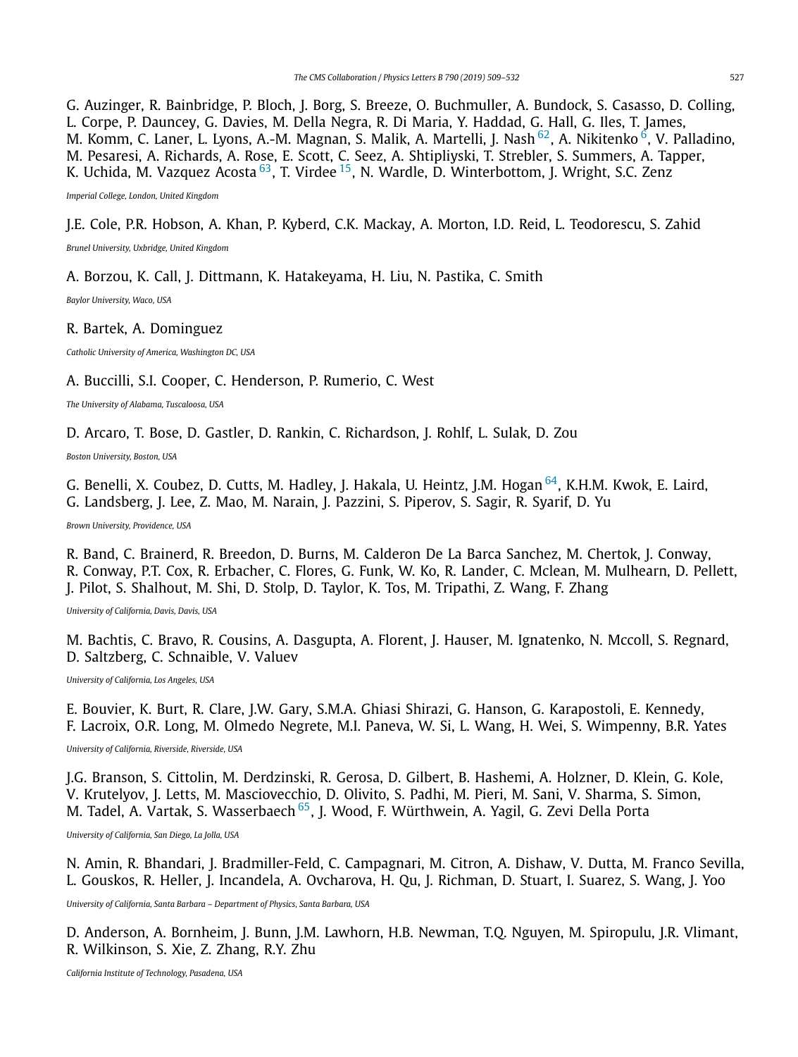G. Auzinger, R. Bainbridge, P. Bloch, J. Borg, S. Breeze, O. Buchmuller, A. Bundock, S. Casasso, D. Colling, L. Corpe, P. Dauncey, G. Davies, M. Della Negra, R. Di Maria, Y. Haddad, G. Hall, G. Iles, T. James, M. Komm, C. Laner, L. Lyons, A.-M. Magnan, S. Malik, A. Martelli, J. Nash [62], A. Nikitenko [6], V. Palladino, M. Pesaresi, A. Richards, A. Rose, E. Scott, C. Seez, A. Shtipliyski, T. Strebler, S. Summers, A. Tapper, K. Uchida, M. Vazquez Acosta [63], T. Virdee [15], N. Wardle, D. Winterbottom, J. Wright, S.C. Zenz

*Imperial College, London, United Kingdom*

J.E. Cole, P.R. Hobson, A. Khan, P. Kyberd, C.K. Mackay, A. Morton, I.D. Reid, L. Teodorescu, S. Zahid

*Brunel University, Uxbridge, United Kingdom*

A. Borzou, K. Call, J. Dittmann, K. Hatakeyama, H. Liu, N. Pastika, C. Smith

*Baylor University, Waco, USA*

R. Bartek, A. Dominguez

*Catholic University of America, Washington DC, USA*

A. Buccilli, S.I. Cooper, C. Henderson, P. Rumerio, C. West

*The University of Alabama, Tuscaloosa, USA*

D. Arcaro, T. Bose, D. Gastler, D. Rankin, C. Richardson, J. Rohlf, L. Sulak, D. Zou

*Boston University, Boston, USA*

G. Benelli, X. Coubez, D. Cutts, M. Hadley, J. Hakala, U. Heintz, J.M. Hogan [64], K.H.M. Kwok, E. Laird, G. Landsberg, J. Lee, Z. Mao, M. Narain, J. Pazzini, S. Piperov, S. Sagir, R. Syarif, D. Yu

*Brown University, Providence, USA*

R. Band, C. Brainerd, R. Breedon, D. Burns, M. Calderon De La Barca Sanchez, M. Chertok, J. Conway, R. Conway, P.T. Cox, R. Erbacher, C. Flores, G. Funk, W. Ko, R. Lander, C. Mclean, M. Mulhearn, D. Pellett, J. Pilot, S. Shalhout, M. Shi, D. Stolp, D. Taylor, K. Tos, M. Tripathi, Z. Wang, F. Zhang

*University of California, Davis, Davis, USA*

M. Bachtis, C. Bravo, R. Cousins, A. Dasgupta, A. Florent, J. Hauser, M. Ignatenko, N. Mccoll, S. Regnard, D. Saltzberg, C. Schnaible, V. Valuev

*University of California, Los Angeles, USA*

E. Bouvier, K. Burt, R. Clare, J.W. Gary, S.M.A. Ghiasi Shirazi, G. Hanson, G. Karapostoli, E. Kennedy, F. Lacroix, O.R. Long, M. Olmedo Negrete, M.I. Paneva, W. Si, L. Wang, H. Wei, S. Wimpenny, B.R. Yates

*University of California, Riverside, Riverside, USA*

J.G. Branson, S. Cittolin, M. Derdzinski, R. Gerosa, D. Gilbert, B. Hashemi, A. Holzner, D. Klein, G. Kole, V. Krutelyov, J. Letts, M. Masciovecchio, D. Olivito, S. Padhi, M. Pieri, M. Sani, V. Sharma, S. Simon, M. Tadel, A. Vartak, S. Wasserbaech [65], J. Wood, F. Würthwein, A. Yagil, G. Zevi Della Porta

*University of California, San Diego, La Jolla, USA*

N. Amin, R. Bhandari, J. Bradmiller-Feld, C. Campagnari, M. Citron, A. Dishaw, V. Dutta, M. Franco Sevilla, L. Gouskos, R. Heller, J. Incandela, A. Ovcharova, H. Qu, J. Richman, D. Stuart, I. Suarez, S. Wang, J. Yoo

*University of California, Santa Barbara – Department of Physics, Santa Barbara, USA*

D. Anderson, A. Bornheim, J. Bunn, J.M. Lawhorn, H.B. Newman, T.Q. Nguyen, M. Spiropulu, J.R. Vlimant, R. Wilkinson, S. Xie, Z. Zhang, R.Y. Zhu

*California Institute of Technology, Pasadena, USA*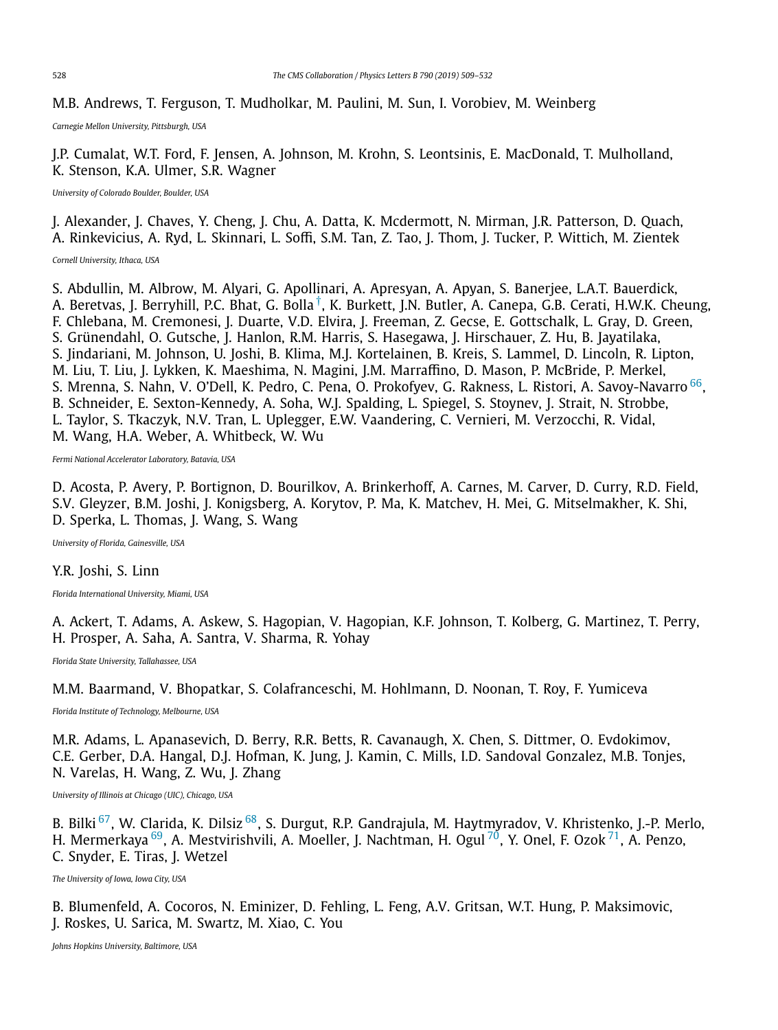M.B. Andrews, T. Ferguson, T. Mudholkar, M. Paulini, M. Sun, I. Vorobiev, M. Weinberg

*Carnegie Mellon University, Pittsburgh, USA*

J.P. Cumalat, W.T. Ford, F. Jensen, A. Johnson, M. Krohn, S. Leontsinis, E. MacDonald, T. Mulholland, K. Stenson, K.A. Ulmer, S.R. Wagner

*University of Colorado Boulder, Boulder, USA*

J. Alexander, J. Chaves, Y. Cheng, J. Chu, A. Datta, K. Mcdermott, N. Mirman, J.R. Patterson, D. Quach, A. Rinkevicius, A. Ryd, L. Skinnari, L. Soffi, S.M. Tan, Z. Tao, J. Thom, J. Tucker, P. Wittich, M. Zientek

*Cornell University, Ithaca, USA*

S. Abdullin, M. Albrow, M. Alyari, G. Apollinari, A. Apresyan, A. Apyan, S. Banerjee, L.A.T. Bauerdick, A. Beretvas, J. Berryhill, P.C. Bhat, G. Bolla[†], K. Burkett, J.N. Butler, A. Canepa, G.B. Cerati, H.W.K. Cheung, F. Chlebana, M. Cremonesi, J. Duarte, V.D. Elvira, J. Freeman, Z. Gecse, E. Gottschalk, L. Gray, D. Green, S. Grünendahl, O. Gutsche, J. Hanlon, R.M. Harris, S. Hasegawa, J. Hirschauer, Z. Hu, B. Jayatilaka, S. Jindariani, M. Johnson, U. Joshi, B. Klima, M.J. Kortelainen, B. Kreis, S. Lammel, D. Lincoln, R. Lipton, M. Liu, T. Liu, J. Lykken, K. Maeshima, N. Magini, J.M. Marraffino, D. Mason, P. McBride, P. Merkel, S. Mrenna, S. Nahn, V. O'Dell, K. Pedro, C. Pena, O. Prokofyev, G. Rakness, L. Ristori, A. Savoy-Navarro[66], B. Schneider, E. Sexton-Kennedy, A. Soha, W.J. Spalding, L. Spiegel, S. Stoynev, J. Strait, N. Strobbe, L. Taylor, S. Tkaczyk, N.V. Tran, L. Uplegger, E.W. Vaandering, C. Vernieri, M. Verzocchi, R. Vidal, M. Wang, H.A. Weber, A. Whitbeck, W. Wu

*Fermi National Accelerator Laboratory, Batavia, USA*

D. Acosta, P. Avery, P. Bortignon, D. Bourilkov, A. Brinkerhoff, A. Carnes, M. Carver, D. Curry, R.D. Field, S.V. Gleyzer, B.M. Joshi, J. Konigsberg, A. Korytov, P. Ma, K. Matchev, H. Mei, G. Mitselmakher, K. Shi, D. Sperka, L. Thomas, J. Wang, S. Wang

*University of Florida, Gainesville, USA*

Y.R. Joshi, S. Linn

*Florida International University, Miami, USA*

A. Ackert, T. Adams, A. Askew, S. Hagopian, V. Hagopian, K.F. Johnson, T. Kolberg, G. Martinez, T. Perry, H. Prosper, A. Saha, A. Santra, V. Sharma, R. Yohay

*Florida State University, Tallahassee, USA*

M.M. Baarmand, V. Bhopatkar, S. Colafranceschi, M. Hohlmann, D. Noonan, T. Roy, F. Yumiceva

*Florida Institute of Technology, Melbourne, USA*

M.R. Adams, L. Apanasevich, D. Berry, R.R. Betts, R. Cavanaugh, X. Chen, S. Dittmer, O. Evdokimov, C.E. Gerber, D.A. Hangal, D.J. Hofman, K. Jung, J. Kamin, C. Mills, I.D. Sandoval Gonzalez, M.B. Tonjes, N. Varelas, H. Wang, Z. Wu, J. Zhang

*University of Illinois at Chicago (UIC), Chicago, USA*

B. Bilki[67], W. Clarida, K. Dilsiz[68], S. Durgut, R.P. Gandrajula, M. Haytmyradov, V. Khristenko, J.-P. Merlo, H. Mermerkaya[69], A. Mestvirishvili, A. Moeller, J. Nachtman, H. Ogul[70], Y. Onel, F. Ozok[71], A. Penzo, C. Snyder, E. Tiras, J. Wetzel

*The University of Iowa, Iowa City, USA*

B. Blumenfeld, A. Cocoros, N. Eminizer, D. Fehling, L. Feng, A.V. Gritsan, W.T. Hung, P. Maksimovic, J. Roskes, U. Sarica, M. Swartz, M. Xiao, C. You

*Johns Hopkins University, Baltimore, USA*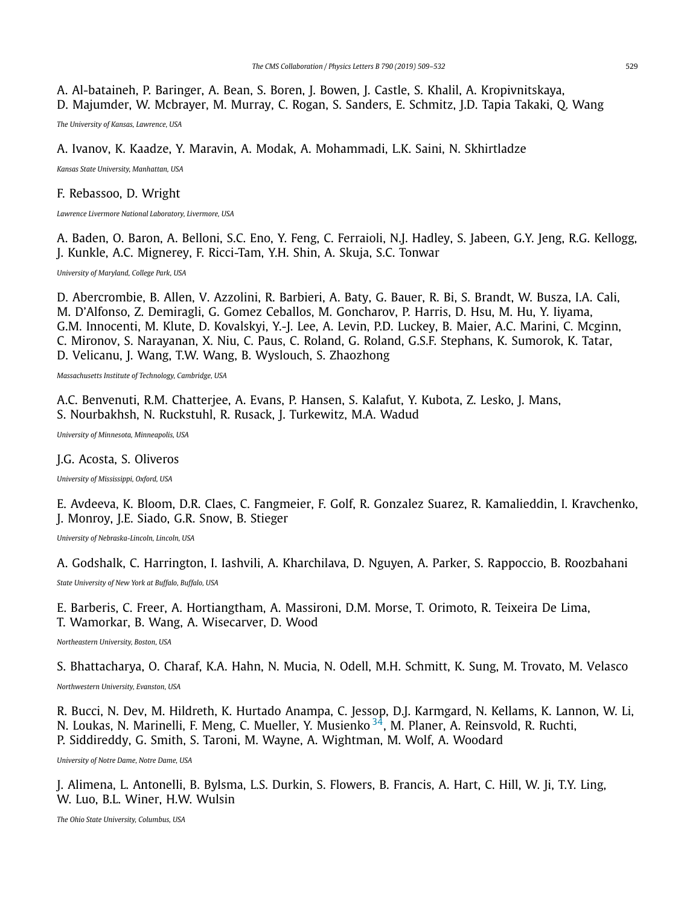A. Al-bataineh, P. Baringer, A. Bean, S. Boren, J. Bowen, J. Castle, S. Khalil, A. Kropivnitskaya, D. Majumder, W. Mcbrayer, M. Murray, C. Rogan, S. Sanders, E. Schmitz, J.D. Tapia Takaki, Q. Wang

*The University of Kansas, Lawrence, USA*

A. Ivanov, K. Kaadze, Y. Maravin, A. Modak, A. Mohammadi, L.K. Saini, N. Skhirtladze

*Kansas State University, Manhattan, USA*

F. Rebassoo, D. Wright

*Lawrence Livermore National Laboratory, Livermore, USA*

A. Baden, O. Baron, A. Belloni, S.C. Eno, Y. Feng, C. Ferraioli, N.J. Hadley, S. Jabeen, G.Y. Jeng, R.G. Kellogg, J. Kunkle, A.C. Mignerey, F. Ricci-Tam, Y.H. Shin, A. Skuja, S.C. Tonwar

*University of Maryland, College Park, USA*

D. Abercrombie, B. Allen, V. Azzolini, R. Barbieri, A. Baty, G. Bauer, R. Bi, S. Brandt, W. Busza, I.A. Cali, M. D'Alfonso, Z. Demiragli, G. Gomez Ceballos, M. Goncharov, P. Harris, D. Hsu, M. Hu, Y. Iiyama, G.M. Innocenti, M. Klute, D. Kovalskyi, Y.-J. Lee, A. Levin, P.D. Luckey, B. Maier, A.C. Marini, C. Mcginn, C. Mironov, S. Narayanan, X. Niu, C. Paus, C. Roland, G. Roland, G.S.F. Stephans, K. Sumorok, K. Tatar, D. Velicanu, J. Wang, T.W. Wang, B. Wyslouch, S. Zhaozhong

*Massachusetts Institute of Technology, Cambridge, USA*

A.C. Benvenuti, R.M. Chatterjee, A. Evans, P. Hansen, S. Kalafut, Y. Kubota, Z. Lesko, J. Mans, S. Nourbakhsh, N. Ruckstuhl, R. Rusack, J. Turkewitz, M.A. Wadud

*University of Minnesota, Minneapolis, USA*

J.G. Acosta, S. Oliveros

*University of Mississippi, Oxford, USA*

E. Avdeeva, K. Bloom, D.R. Claes, C. Fangmeier, F. Golf, R. Gonzalez Suarez, R. Kamalieddin, I. Kravchenko, J. Monroy, J.E. Siado, G.R. Snow, B. Stieger

*University of Nebraska-Lincoln, Lincoln, USA*

A. Godshalk, C. Harrington, I. Iashvili, A. Kharchilava, D. Nguyen, A. Parker, S. Rappoccio, B. Roozbahani

*State University of New York at Buffalo, Buffalo, USA*

E. Barberis, C. Freer, A. Hortiangtham, A. Massironi, D.M. Morse, T. Orimoto, R. Teixeira De Lima, T. Wamorkar, B. Wang, A. Wisecarver, D. Wood

*Northeastern University, Boston, USA*

S. Bhattacharya, O. Charaf, K.A. Hahn, N. Mucia, N. Odell, M.H. Schmitt, K. Sung, M. Trovato, M. Velasco

*Northwestern University, Evanston, USA*

R. Bucci, N. Dev, M. Hildreth, K. Hurtado Anampa, C. Jessop, D.J. Karmgard, N. Kellams, K. Lannon, W. Li, N. Loukas, N. Marinelli, F. Meng, C. Mueller, Y. Musienko [34], M. Planer, A. Reinsvold, R. Ruchti, P. Siddireddy, G. Smith, S. Taroni, M. Wayne, A. Wightman, M. Wolf, A. Woodard

*University of Notre Dame, Notre Dame, USA*

J. Alimena, L. Antonelli, B. Bylsma, L.S. Durkin, S. Flowers, B. Francis, A. Hart, C. Hill, W. Ji, T.Y. Ling, W. Luo, B.L. Winer, H.W. Wulsin

*The Ohio State University, Columbus, USA*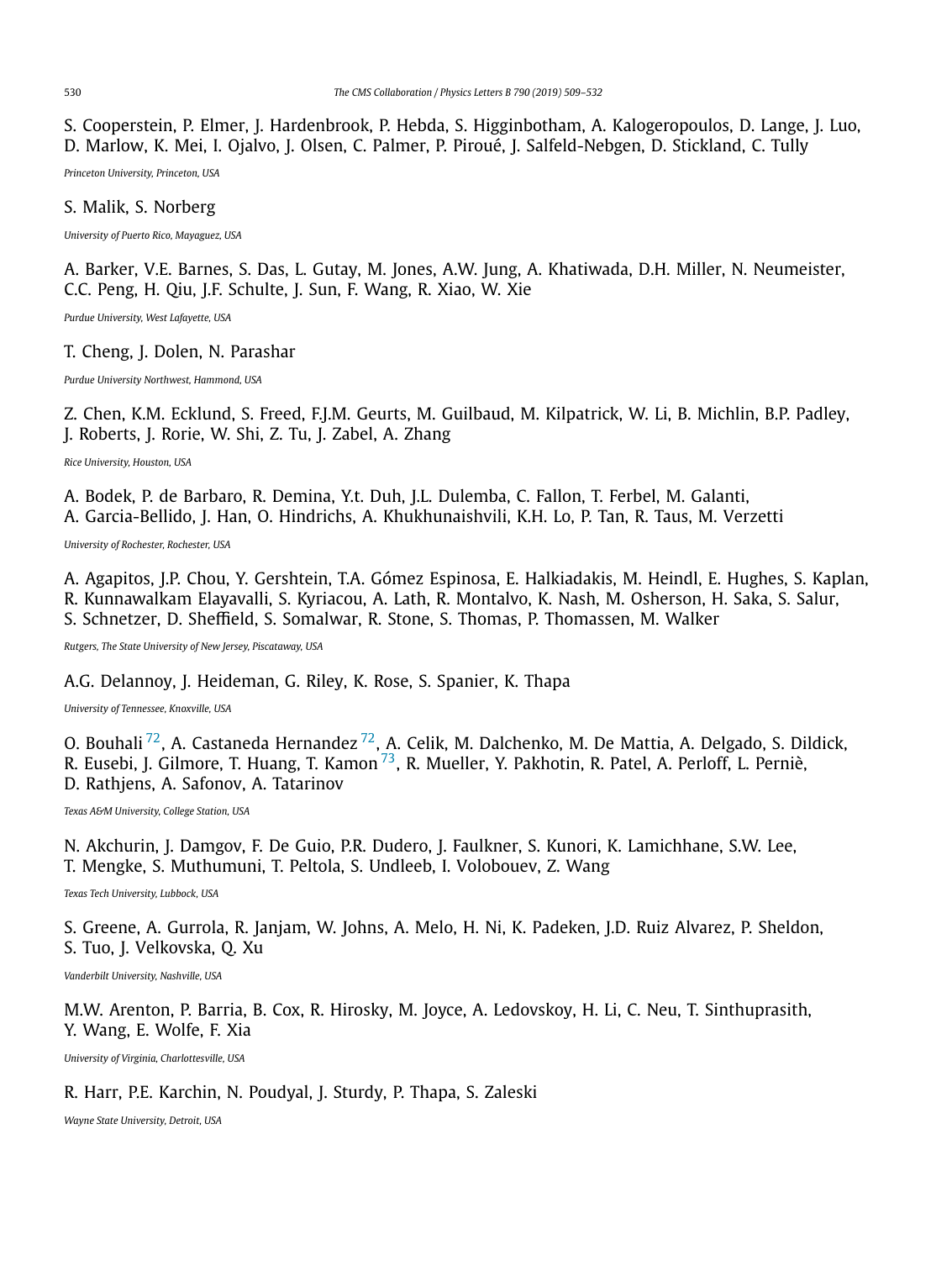S. Cooperstein, P. Elmer, J. Hardenbrook, P. Hebda, S. Higginbotham, A. Kalogeropoulos, D. Lange, J. Luo, D. Marlow, K. Mei, I. Ojalvo, J. Olsen, C. Palmer, P. Piroué, J. Salfeld-Nebgen, D. Stickland, C. Tully

*Princeton University, Princeton, USA*

S. Malik, S. Norberg

*University of Puerto Rico, Mayaguez, USA*

A. Barker, V.E. Barnes, S. Das, L. Gutay, M. Jones, A.W. Jung, A. Khatiwada, D.H. Miller, N. Neumeister, C.C. Peng, H. Qiu, J.F. Schulte, J. Sun, F. Wang, R. Xiao, W. Xie

*Purdue University, West Lafayette, USA*

T. Cheng, J. Dolen, N. Parashar

*Purdue University Northwest, Hammond, USA*

Z. Chen, K.M. Ecklund, S. Freed, F.J.M. Geurts, M. Guilbaud, M. Kilpatrick, W. Li, B. Michlin, B.P. Padley, J. Roberts, J. Rorie, W. Shi, Z. Tu, J. Zabel, A. Zhang

*Rice University, Houston, USA*

A. Bodek, P. de Barbaro, R. Demina, Y.t. Duh, J.L. Dulemba, C. Fallon, T. Ferbel, M. Galanti, A. Garcia-Bellido, J. Han, O. Hindrichs, A. Khukhunaishvili, K.H. Lo, P. Tan, R. Taus, M. Verzetti

*University of Rochester, Rochester, USA*

A. Agapitos, J.P. Chou, Y. Gershtein, T.A. Gómez Espinosa, E. Halkiadakis, M. Heindl, E. Hughes, S. Kaplan, R. Kunnawalkam Elayavalli, S. Kyriacou, A. Lath, R. Montalvo, K. Nash, M. Osherson, H. Saka, S. Salur, S. Schnetzer, D. Sheffield, S. Somalwar, R. Stone, S. Thomas, P. Thomassen, M. Walker

*Rutgers, The State University of New Jersey, Piscataway, USA*

A.G. Delannoy, J. Heideman, G. Riley, K. Rose, S. Spanier, K. Thapa

*University of Tennessee, Knoxville, USA*

O. Bouhali [72], A. Castaneda Hernandez [72], A. Celik, M. Dalchenko, M. De Mattia, A. Delgado, S. Dildick, R. Eusebi, J. Gilmore, T. Huang, T. Kamon [73], R. Mueller, Y. Pakhotin, R. Patel, A. Perloff, L. Perniè, D. Rathjens, A. Safonov, A. Tatarinov

*Texas A&M University, College Station, USA*

N. Akchurin, J. Damgov, F. De Guio, P.R. Dudero, J. Faulkner, S. Kunori, K. Lamichhane, S.W. Lee, T. Mengke, S. Muthumuni, T. Peltola, S. Undleeb, I. Volobouev, Z. Wang

*Texas Tech University, Lubbock, USA*

S. Greene, A. Gurrola, R. Janjam, W. Johns, A. Melo, H. Ni, K. Padeken, J.D. Ruiz Alvarez, P. Sheldon, S. Tuo, J. Velkovska, Q. Xu

*Vanderbilt University, Nashville, USA*

M.W. Arenton, P. Barria, B. Cox, R. Hirosky, M. Joyce, A. Ledovskoy, H. Li, C. Neu, T. Sinthuprasith, Y. Wang, E. Wolfe, F. Xia

*University of Virginia, Charlottesville, USA*

R. Harr, P.E. Karchin, N. Poudyal, J. Sturdy, P. Thapa, S. Zaleski

*Wayne State University, Detroit, USA*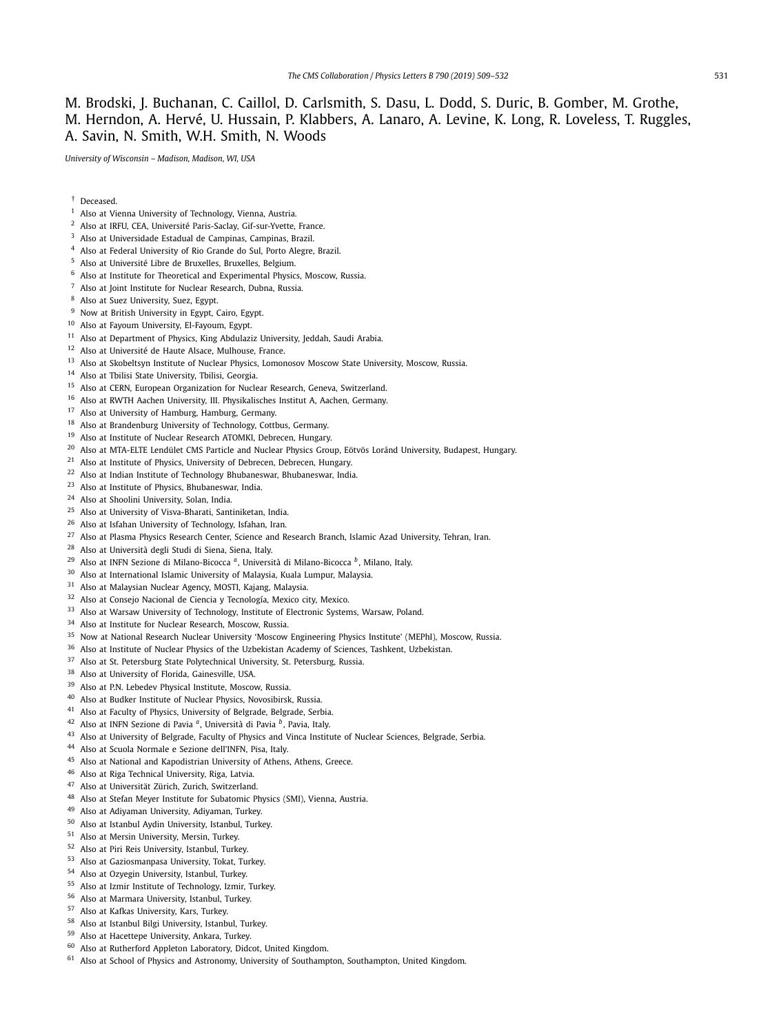M. Brodski, J. Buchanan, C. Caillol, D. Carlsmith, S. Dasu, L. Dodd, S. Duric, B. Gomber, M. Grothe, M. Herndon, A. Hervé, U. Hussain, P. Klabbers, A. Lanaro, A. Levine, K. Long, R. Loveless, T. Ruggles, A. Savin, N. Smith, W.H. Smith, N. Woods

*University of Wisconsin – Madison, Madison, WI, USA*

[†] Deceased.
[1] Also at Vienna University of Technology, Vienna, Austria.
[2] Also at IRFU, CEA, Université Paris-Saclay, Gif-sur-Yvette, France.
[3] Also at Universidade Estadual de Campinas, Campinas, Brazil.
[4] Also at Federal University of Rio Grande do Sul, Porto Alegre, Brazil.
[5] Also at Université Libre de Bruxelles, Bruxelles, Belgium.
[6] Also at Institute for Theoretical and Experimental Physics, Moscow, Russia.
[7] Also at Joint Institute for Nuclear Research, Dubna, Russia.
[8] Also at Suez University, Suez, Egypt.
[9] Now at British University in Egypt, Cairo, Egypt.
[10] Also at Fayoum University, El-Fayoum, Egypt.
[11] Also at Department of Physics, King Abdulaziz University, Jeddah, Saudi Arabia.
[12] Also at Université de Haute Alsace, Mulhouse, France.
[13] Also at Skobeltsyn Institute of Nuclear Physics, Lomonosov Moscow State University, Moscow, Russia.
[14] Also at Tbilisi State University, Tbilisi, Georgia.
[15] Also at CERN, European Organization for Nuclear Research, Geneva, Switzerland.
[16] Also at RWTH Aachen University, III. Physikalisches Institut A, Aachen, Germany.
[17] Also at University of Hamburg, Hamburg, Germany.
[18] Also at Brandenburg University of Technology, Cottbus, Germany.
[19] Also at Institute of Nuclear Research ATOMKI, Debrecen, Hungary.
[20] Also at MTA-ELTE Lendület CMS Particle and Nuclear Physics Group, Eötvös Loránd University, Budapest, Hungary.
[21] Also at Institute of Physics, University of Debrecen, Debrecen, Hungary.
[22] Also at Indian Institute of Technology Bhubaneswar, Bhubaneswar, India.
[23] Also at Institute of Physics, Bhubaneswar, India.
[24] Also at Shoolini University, Solan, India.
[25] Also at University of Visva-Bharati, Santiniketan, India.
[26] Also at Isfahan University of Technology, Isfahan, Iran.
[27] Also at Plasma Physics Research Center, Science and Research Branch, Islamic Azad University, Tehran, Iran.
[28] Also at Università degli Studi di Siena, Siena, Italy.
[29] Also at INFN Sezione di Milano-Bicocca [a], Università di Milano-Bicocca [b], Milano, Italy.
[30] Also at International Islamic University of Malaysia, Kuala Lumpur, Malaysia.
[31] Also at Malaysian Nuclear Agency, MOSTI, Kajang, Malaysia.
[32] Also at Consejo Nacional de Ciencia y Tecnología, Mexico city, Mexico.
[33] Also at Warsaw University of Technology, Institute of Electronic Systems, Warsaw, Poland.
[34] Also at Institute for Nuclear Research, Moscow, Russia.
[35] Now at National Research Nuclear University 'Moscow Engineering Physics Institute' (MEPhI), Moscow, Russia.
[36] Also at Institute of Nuclear Physics of the Uzbekistan Academy of Sciences, Tashkent, Uzbekistan.
[37] Also at St. Petersburg State Polytechnical University, St. Petersburg, Russia.
[38] Also at University of Florida, Gainesville, USA.
[39] Also at P.N. Lebedev Physical Institute, Moscow, Russia.
[40] Also at Budker Institute of Nuclear Physics, Novosibirsk, Russia.
[41] Also at Faculty of Physics, University of Belgrade, Belgrade, Serbia.
[42] Also at INFN Sezione di Pavia [a], Università di Pavia [b], Pavia, Italy.
[43] Also at University of Belgrade, Faculty of Physics and Vinca Institute of Nuclear Sciences, Belgrade, Serbia.
[44] Also at Scuola Normale e Sezione dell'INFN, Pisa, Italy.
[45] Also at National and Kapodistrian University of Athens, Athens, Greece.
[46] Also at Riga Technical University, Riga, Latvia.
[47] Also at Universität Zürich, Zurich, Switzerland.
[48] Also at Stefan Meyer Institute for Subatomic Physics (SMI), Vienna, Austria.
[49] Also at Adiyaman University, Adiyaman, Turkey.
[50] Also at Istanbul Aydin University, Istanbul, Turkey.
[51] Also at Mersin University, Mersin, Turkey.
[52] Also at Piri Reis University, Istanbul, Turkey.
[53] Also at Gaziosmanpasa University, Tokat, Turkey.
[54] Also at Ozyegin University, Istanbul, Turkey.
[55] Also at Izmir Institute of Technology, Izmir, Turkey.
[56] Also at Marmara University, Istanbul, Turkey.
[57] Also at Kafkas University, Kars, Turkey.
[58] Also at Istanbul Bilgi University, Istanbul, Turkey.
[59] Also at Hacettepe University, Ankara, Turkey.
[60] Also at Rutherford Appleton Laboratory, Didcot, United Kingdom.
[61] Also at School of Physics and Astronomy, University of Southampton, Southampton, United Kingdom.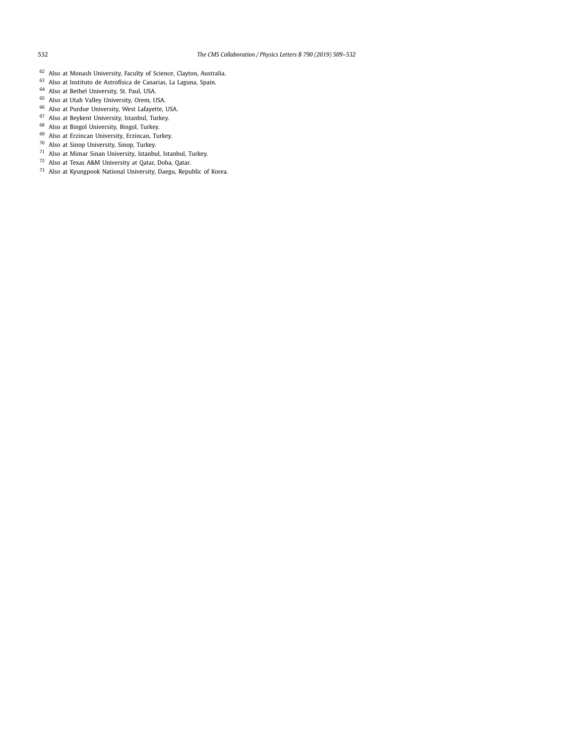[62] Also at Monash University, Faculty of Science, Clayton, Australia.
[63] Also at Instituto de Astrofísica de Canarias, La Laguna, Spain.
[64] Also at Bethel University, St. Paul, USA.
[65] Also at Utah Valley University, Orem, USA.
[66] Also at Purdue University, West Lafayette, USA.
[67] Also at Beykent University, Istanbul, Turkey.
[68] Also at Bingol University, Bingol, Turkey.
[69] Also at Erzincan University, Erzincan, Turkey.
[70] Also at Sinop University, Sinop, Turkey.
[71] Also at Mimar Sinan University, Istanbul, Istanbul, Turkey.
[72] Also at Texas A&M University at Qatar, Doha, Qatar.
[73] Also at Kyungpook National University, Daegu, Republic of Korea.